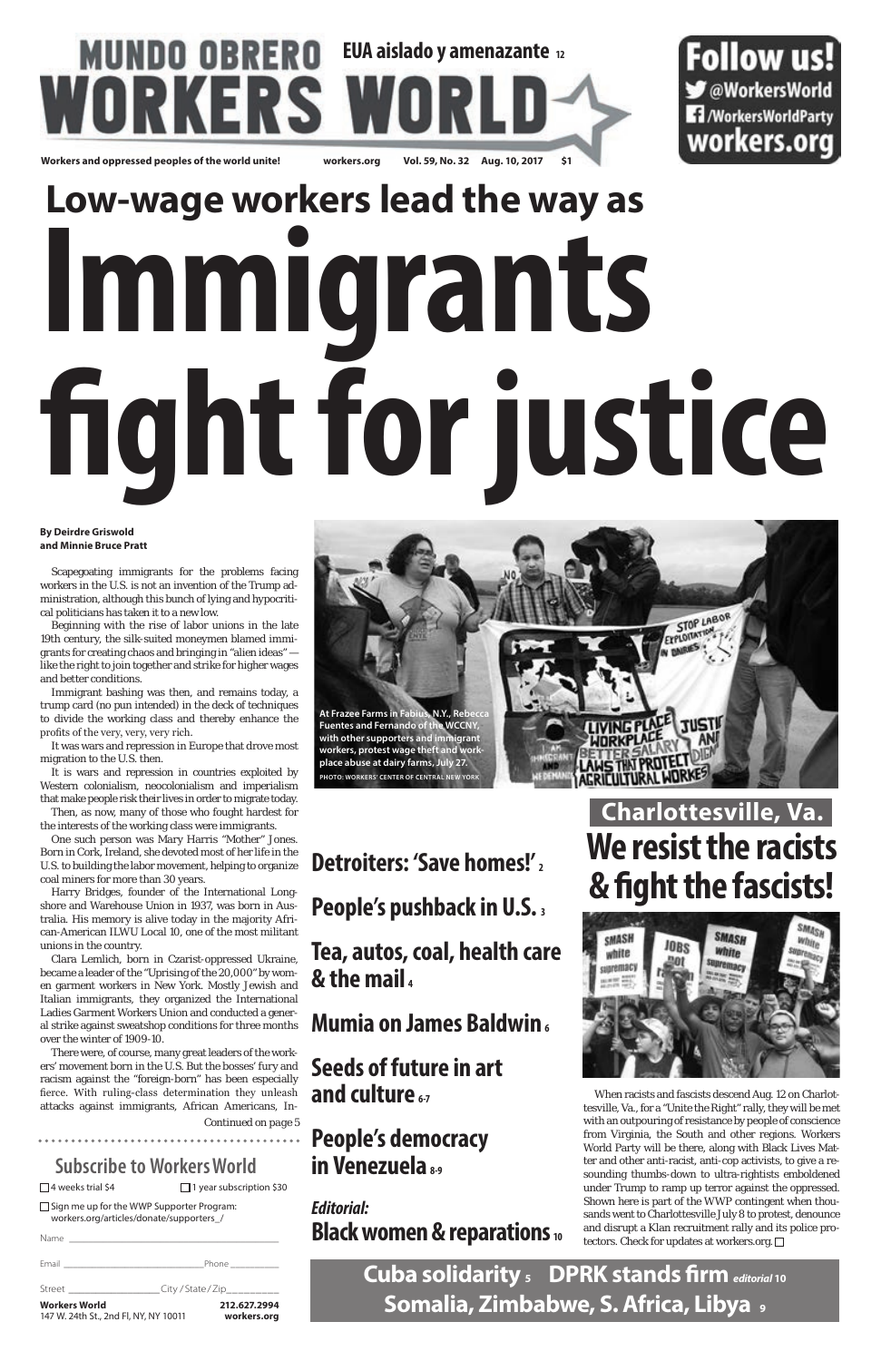# MUNDO OBRERO WORKERS WORLD

**EUA aislado y amenazante** 12

**Follow us!** @WorkersWorld /WorkersWorldParty workers.org

Workers and oppressed peoples of the world unite! workers.org Vol. 59, No. 32 Aug. 10, 2017 $1

# Low-wage workers lead the way as Immigrants fight for justice

**By Deirdre Griswold and Minnie Bruce Pratt**

Scapegoating immigrants for the problems facing workers in the U.S. is not an invention of the Trump administration, although this bunch of lying and hypocritical politicians has taken it to a new low.

Beginning with the rise of labor unions in the late 19th century, the silk-suited moneymen blamed immigrants for creating chaos and bringing in "alien ideas" — like the right to join together and strike for higher wages and better conditions.

Immigrant bashing was then, and remains today, a trump card (no pun intended) in the deck of techniques to divide the working class and thereby enhance the profits of the very, very, very rich.

It was wars and repression in Europe that drove most migration to the U.S. then.

It is wars and repression in countries exploited by Western colonialism, neocolonialism and imperialism that make people risk their lives in order to migrate today.

Then, as now, many of those who fought hardest for the interests of the working class were immigrants.

One such person was Mary Harris "Mother" Jones. Born in Cork, Ireland, she devoted most of her life in the U.S. to building the labor movement, helping to organize coal miners for more than 30 years.

Harry Bridges, founder of the International Longshore and Warehouse Union in 1937, was born in Australia. His memory is alive today in the majority African-American ILWU Local 10, one of the most militant unions in the country.

Clara Lemlich, born in Czarist-oppressed Ukraine, became a leader of the "Uprising of the 20,000" by women garment workers in New York. Mostly Jewish and Italian immigrants, they organized the International Ladies Garment Workers Union and conducted a general strike against sweatshop conditions for three months over the winter of 1909-10.

There were, of course, many great leaders of the workers' movement born in the U.S. But the bosses' fury and racism against the "foreign-born" has been especially fierce. With ruling-class determination they unleash attacks against immigrants, African Americans, In-

Continued on page 5

At Frazee Farms in Fabius, N.Y., Rebecca Fuentes and Fernando of the WCCNY, with other supporters and immigrant workers, protest wage theft and workplace abuse at dairy farms, July 27.
PHOTO: WORKERS' CENTER OF CENTRAL NEW YORK

## Subscribe to Workers World

☐ 4 weeks trial $4 ☐ 1 year subscription $30

☐ Sign me up for the WWP Supporter Program: workers.org/articles/donate/supporters_/

Name ____________________

Email ____________________ Phone __________

Street __________ City / State / Zip __________

**Workers World** 212.627.2994
147 W. 24th St., 2nd Fl, NY, NY 10011 workers.org

**Detroiters: 'Save homes!'** 2

**People's pushback in U.S.** 3

**Tea, autos, coal, health care & the mail** 4

**Mumia on James Baldwin** 6

**Seeds of future in art and culture** 6-7

**People's democracy in Venezuela** 8-9

***Editorial:*** **Black women & reparations** 10

## Charlottesville, Va.
## We resist the racists & fight the fascists!

When racists and fascists descend Aug. 12 on Charlottesville, Va., for a "Unite the Right" rally, they will be met with an outpouring of resistance by people of conscience from Virginia, the South and other regions. Workers World Party will be there, along with Black Lives Matter and other anti-racist, anti-cop activists, to give a resounding thumbs-down to ultra-rightists emboldened under Trump to ramp up terror against the oppressed. Shown here is part of the WWP contingent when thousands went to Charlottesville July 8 to protest, denounce and disrupt a Klan recruitment rally and its police protectors. Check for updates at workers.org. ☐

**Cuba solidarity** 5 **DPRK stands firm** *editorial* 10
**Somalia, Zimbabwe, S. Africa, Libya** 9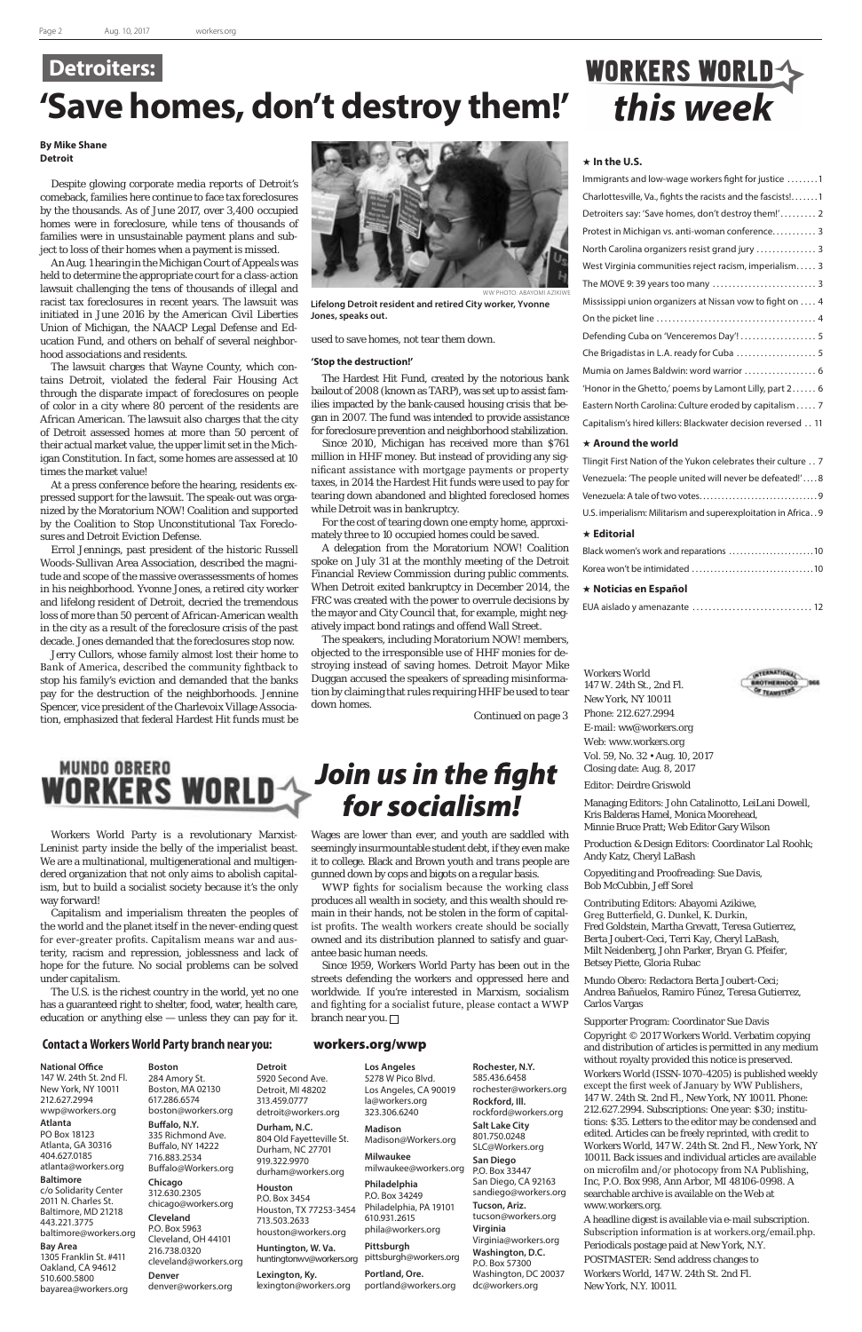## Detroiters:

# 'Save homes, don't destroy them!'

**By Mike Shane**
**Detroit**

Despite glowing corporate media reports of Detroit's comeback, families here continue to face tax foreclosures by the thousands. As of June 2017, over 3,400 occupied homes were in foreclosure, while tens of thousands of families were in unsustainable payment plans and subject to loss of their homes when a payment is missed.

An Aug. 1 hearing in the Michigan Court of Appeals was held to determine the appropriate court for a class-action lawsuit challenging the tens of thousands of illegal and racist tax foreclosures in recent years. The lawsuit was initiated in June 2016 by the American Civil Liberties Union of Michigan, the NAACP Legal Defense and Education Fund, and others on behalf of several neighborhood associations and residents.

The lawsuit charges that Wayne County, which contains Detroit, violated the federal Fair Housing Act through the disparate impact of foreclosures on people of color in a city where 80 percent of the residents are African American. The lawsuit also charges that the city of Detroit assessed homes at more than 50 percent of their actual market value, the upper limit set in the Michigan Constitution. In fact, some homes are assessed at 10 times the market value!

At a press conference before the hearing, residents expressed support for the lawsuit. The speak-out was organized by the Moratorium NOW! Coalition and supported by the Coalition to Stop Unconstitutional Tax Foreclosures and Detroit Eviction Defense.

Errol Jennings, past president of the historic Russell Woods-Sullivan Area Association, described the magnitude and scope of the massive overassessments of homes in his neighborhood. Yvonne Jones, a retired city worker and lifelong resident of Detroit, decried the tremendous loss of more than 50 percent of African-American wealth in the city as a result of the foreclosure crisis of the past decade. Jones demanded that the foreclosures stop now.

Jerry Cullors, whose family almost lost their home to Bank of America, described the community fightback to stop his family's eviction and demanded that the banks pay for the destruction of the neighborhoods. Jennine Spencer, vice president of the Charlevoix Village Association, emphasized that federal Hardest Hit funds must be used to save homes, not tear them down.

WW PHOTO: ABAYOMI AZIKIWE

**Lifelong Detroit resident and retired City worker, Yvonne Jones, speaks out.**

**'Stop the destruction!'**

The Hardest Hit Fund, created by the notorious bank bailout of 2008 (known as TARP), was set up to assist families impacted by the bank-caused housing crisis that began in 2007. The fund was intended to provide assistance for foreclosure prevention and neighborhood stabilization.

Since 2010, Michigan has received more than $761 million in HHF money. But instead of providing any significant assistance with mortgage payments or property taxes, in 2014 the Hardest Hit funds were used to pay for tearing down abandoned and blighted foreclosed homes while Detroit was in bankruptcy.

For the cost of tearing down one empty home, approximately three to 10 occupied homes could be saved.

A delegation from the Moratorium NOW! Coalition spoke on July 31 at the monthly meeting of the Detroit Financial Review Commission during public comments. When Detroit exited bankruptcy in December 2014, the FRC was created with the power to overrule decisions by the mayor and City Council that, for example, might negatively impact bond ratings and offend Wall Street.

The speakers, including Moratorium NOW! members, objected to the irresponsible use of HHF monies for destroying instead of saving homes. Detroit Mayor Mike Duggan accused the speakers of spreading misinformation by claiming that rules requiring HHF be used to tear down homes.

*Continued on page 3*

# WORKERS WORLD this week

**★ In the U.S.**

- Immigrants and low-wage workers fight for justice ........1
- Charlottesville, Va., fights the racists and the fascists! ........1
- Detroiters say: 'Save homes, don't destroy them!' .........2
- Protest in Michigan vs. anti-woman conference. ..........3
- North Carolina organizers resist grand jury ...............3
- West Virginia communities reject racism, imperialism.....3
- The MOVE 9: 39 years too many ..........................3
- Mississippi union organizers at Nissan vow to fight on ....4
- On the picket line ........................................4
- Defending Cuba on 'Venceremos Day'! ...................5
- Che Brigadistas in L.A. ready for Cuba ...................5
- Mumia on James Baldwin: word warrior ..................6
- 'Honor in the Ghetto,' poems by Lamont Lilly, part 2 ......6
- Eastern North Carolina: Culture eroded by capitalism .....7
- Capitalism's hired killers: Blackwater decision reversed ..11

**★ Around the world**

- Tlingit First Nation of the Yukon celebrates their culture ..7
- Venezuela: 'The people united will never be defeated!' ....8
- Venezuela: A tale of two votes...............................9
- U.S. imperialism: Militarism and superexploitation in Africa ..9

**★ Editorial**

- Black women's work and reparations ......................10
- Korea won't be intimidated ................................10

**★ Noticias en Español**

- EUA aislado y amenazante .................................12

## MUNDO OBRERO WORKERS WORLD

# Join us in the fight for socialism!

Workers World Party is a revolutionary Marxist-Leninist party inside the belly of the imperialist beast. We are a multinational, multigenerational and multigendered organization that not only aims to abolish capitalism, but to build a socialist society because it's the only way forward!

Capitalism and imperialism threaten the peoples of the world and the planet itself in the never-ending quest for ever-greater profits. Capitalism means war and austerity, racism and repression, joblessness and lack of hope for the future. No social problems can be solved under capitalism.

The U.S. is the richest country in the world, yet no one has a guaranteed right to shelter, food, water, health care, education or anything else — unless they can pay for it. Wages are lower than ever, and youth are saddled with seemingly insurmountable student debt, if they even make it to college. Black and Brown youth and trans people are gunned down by cops and bigots on a regular basis.

WWP fights for socialism because the working class produces all wealth in society, and this wealth should remain in their hands, not be stolen in the form of capitalist profits. The wealth workers create should be socially owned and its distribution planned to satisfy and guarantee basic human needs.

Since 1959, Workers World Party has been out in the streets defending the workers and oppressed here and worldwide. If you're interested in Marxism, socialism and fighting for a socialist future, please contact a WWP branch near you. □

### Contact a Workers World Party branch near you: workers.org/wwp

**National Office**
147 W. 24th St. 2nd Fl.
New York, NY 10011
212.627.2994
wwp@workers.org

**Atlanta**
PO Box 18123
Atlanta, GA 30316
404.627.0185
atlanta@workers.org

**Baltimore**
c/o Solidarity Center
2011 N. Charles St.
Baltimore, MD 21218
443.221.3775
baltimore@workers.org

**Bay Area**
1305 Franklin St. #411
Oakland, CA 94612
510.600.5800
bayarea@workers.org

**Boston**
284 Amory St.
Boston, MA 02130
617.286.6574
boston@workers.org

**Buffalo, N.Y.**
335 Richmond Ave.
Buffalo, NY 14222
716.883.2534
Buffalo@Workers.org

**Chicago**
312.630.2305
chicago@workers.org

**Cleveland**
P.O. Box 5963
Cleveland, OH 44101
216.738.0320
cleveland@workers.org

**Denver**
denver@workers.org

**Detroit**
5920 Second Ave.
Detroit, MI 48202
313.459.0777
detroit@workers.org

**Durham, N.C.**
804 Old Fayetteville St.
Durham, NC 27701
919.322.9970
durham@workers.org

**Houston**
P.O. Box 3454
Houston, TX 77253-3454
713.503.2633
houston@workers.org

**Huntington, W. Va.**
huntingtonwv@workers.org

**Lexington, Ky.**
lexington@workers.org

**Los Angeles**
5278 W Pico Blvd.
Los Angeles, CA 90019
la@workers.org
323.306.6240

**Madison**
Madison@Workers.org

**Milwaukee**
milwaukee@workers.org

**Philadelphia**
P.O. Box 34249
Philadelphia, PA 19101
610.931.2615
phila@workers.org

**Pittsburgh**
pittsburgh@workers.org

**Portland, Ore.**
portland@workers.org

**Rochester, N.Y.**
585.436.6458
rochester@workers.org

**Rockford, Ill.**
rockford@workers.org

**Salt Lake City**
801.750.0248
SLC@Workers.org

**San Diego**
P.O. Box 33447
San Diego, CA 92163
sandiego@workers.org

**Tucson, Ariz.**
tucson@workers.org

**Virginia**
Virginia@workers.org

**Washington, D.C.**
P.O. Box 57300
Washington, DC 20037
dc@workers.org

Workers World
147 W. 24th St., 2nd Fl.
New York, NY 10011
Phone: 212.627.2994
E-mail: ww@workers.org
Web: www.workers.org
Vol. 59, No. 32 • Aug. 10, 2017
Closing date: Aug. 8, 2017

Editor: Deirdre Griswold

Managing Editors: John Catalinotto, LeiLani Dowell, Kris Balderas Hamel, Monica Moorehead, Minnie Bruce Pratt; Web Editor Gary Wilson

Production & Design Editors: Coordinator Lal Roohk; Andy Katz, Cheryl LaBash

Copyediting and Proofreading: Sue Davis, Bob McCubbin, Jeff Sorel

Contributing Editors: Abayomi Azikiwe, Greg Butterfield, G. Dunkel, K. Durkin, Fred Goldstein, Martha Grevatt, Teresa Gutierrez, Berta Joubert-Ceci, Terri Kay, Cheryl LaBash, Milt Neidenberg, John Parker, Bryan G. Pfeifer, Betsey Piette, Gloria Rubac

Mundo Obero: Redactora Berta Joubert-Ceci; Andrea Bañuelos, Ramiro Fúnez, Teresa Gutierrez, Carlos Vargas

Supporter Program: Coordinator Sue Davis

Copyright © 2017 Workers World. Verbatim copying and distribution of articles is permitted in any medium without royalty provided this notice is preserved.

Workers World (ISSN-1070-4205) is published weekly except the first week of January by WW Publishers, 147 W. 24th St. 2nd Fl., New York, NY 10011. Phone: 212.627.2994. Subscriptions: One year: $30; institutions: $35. Letters to the editor may be condensed and edited. Articles can be freely reprinted, with credit to Workers World, 147 W. 24th St. 2nd Fl., New York, NY 10011. Back issues and individual articles are available on microfilm and/or photocopy from NA Publishing, Inc, P.O. Box 998, Ann Arbor, MI 48106-0998. A searchable archive is available on the Web at www.workers.org.

A headline digest is available via e-mail subscription. Subscription information is at workers.org/email.php.

Periodicals postage paid at New York, N.Y.

POSTMASTER: Send address changes to Workers World, 147 W. 24th St. 2nd Fl. New York, N.Y. 10011.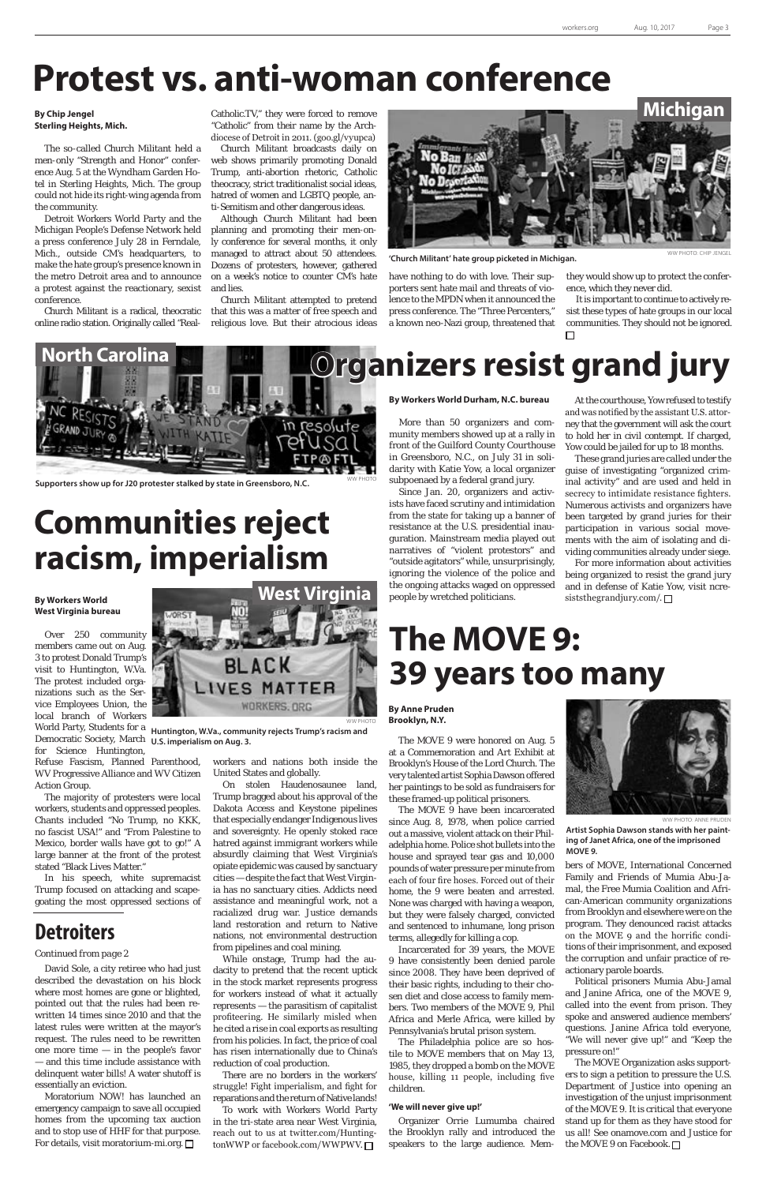# Protest vs. anti-woman conference

**By Chip Jengel**
**Sterling Heights, Mich.**

The so-called Church Militant held a men-only "Strength and Honor" conference Aug. 5 at the Wyndham Garden Hotel in Sterling Heights, Mich. The group could not hide its right-wing agenda from the community.

Detroit Workers World Party and the Michigan People's Defense Network held a press conference July 28 in Ferndale, Mich., outside CM's headquarters, to make the hate group's presence known in the metro Detroit area and to announce a protest against the reactionary, sexist conference.

Church Militant is a radical, theocratic online radio station. Originally called "RealCatholic.TV," they were forced to remove "Catholic" from their name by the Archdiocese of Detroit in 2011. (goo.gl/vyupca)

Church Militant broadcasts daily on web shows primarily promoting Donald Trump, anti-abortion rhetoric, Catholic theocracy, strict traditionalist social ideas, hatred of women and LGBTQ people, anti-Semitism and other dangerous ideas.

Although Church Militant had been planning and promoting their men-only conference for several months, it only managed to attract about 50 attendees. Dozens of protesters, however, gathered on a week's notice to counter CM's hate and lies.

Church Militant attempted to pretend that this was a matter of free speech and religious love. But their atrocious ideas have nothing to do with love. Their supporters sent hate mail and threats of violence to the MPDN when it announced the press conference. The "Three Percenters," a known neo-Nazi group, threatened that they would show up to protect the conference, which they never did.

It is important to continue to actively resist these types of hate groups in our local communities. They should not be ignored. □

**Michigan**

'Church Militant' hate group picketed in Michigan.

WW PHOTO: CHIP JENGEL

# Organizers resist grand jury

**North Carolina**

Supporters show up for J20 protester stalked by state in Greensboro, N.C.

WW PHOTO

**By Workers World Durham, N.C. bureau**

More than 50 organizers and community members showed up at a rally in front of the Guilford County Courthouse in Greensboro, N.C., on July 31 in solidarity with Katie Yow, a local organizer subpoenaed by a federal grand jury.

Since Jan. 20, organizers and activists have faced scrutiny and intimidation from the state for taking up a banner of resistance at the U.S. presidential inauguration. Mainstream media played out narratives of "violent protestors" and "outside agitators" while, unsurprisingly, ignoring the violence of the police and the ongoing attacks waged on oppressed people by wretched politicians.

At the courthouse, Yow refused to testify and was notified by the assistant U.S. attorney that the government will ask the court to hold her in civil contempt. If charged, Yow could be jailed for up to 18 months.

These grand juries are called under the guise of investigating "organized criminal activity" and are used and held in secrecy to intimidate resistance fighters. Numerous activists and organizers have been targeted by grand juries for their participation in various social movements with the aim of isolating and dividing communities already under siege.

For more information about activities being organized to resist the grand jury and in defense of Katie Yow, visit ncresiststhegrandjury.com/. □

# Communities reject racism, imperialism

**By Workers World**
**West Virginia bureau**

**West Virginia**

Huntington, W.Va., community rejects Trump's racism and U.S. imperialism on Aug. 3.

WW PHOTO

Over 250 community members came out on Aug. 3 to protest Donald Trump's visit to Huntington, W.Va. The protest included organizations such as the Service Employees Union, the local branch of Workers World Party, Students for a Democratic Society, March for Science Huntington, Refuse Fascism, Planned Parenthood, WV Progressive Alliance and WV Citizen Action Group.

The majority of protesters were local workers, students and oppressed peoples. Chants included "No Trump, no KKK, no fascist USA!" and "From Palestine to Mexico, border walls have got to go!" A large banner at the front of the protest stated "Black Lives Matter."

In his speech, white supremacist Trump focused on attacking and scapegoating the most oppressed sections of workers and nations both inside the United States and globally.

On stolen Haudenosaunee land, Trump bragged about his approval of the Dakota Access and Keystone pipelines that especially endanger Indigenous lives and sovereignty. He openly stoked race hatred against immigrant workers while absurdly claiming that West Virginia's opiate epidemic was caused by sanctuary cities — despite the fact that West Virginia has no sanctuary cities. Addicts need assistance and meaningful work, not a racialized drug war. Justice demands land restoration and return to Native nations, not environmental destruction from pipelines and coal mining.

While onstage, Trump had the audacity to pretend that the recent uptick in the stock market represents progress for workers instead of what it actually represents — the parasitism of capitalist profiteering. He similarly misled when he cited a rise in coal exports as resulting from his policies. In fact, the price of coal has risen internationally due to China's reduction of coal production.

There are no borders in the workers' struggle! Fight imperialism, and fight for reparations and the return of Native lands!

To work with Workers World Party in the tri-state area near West Virginia, reach out to us at twitter.com/HuntingtonWWP or facebook.com/WWPWV. □

## Detroiters

Continued from page 2

David Sole, a city retiree who had just described the devastation on his block where most homes are gone or blighted, pointed out that the rules had been rewritten 14 times since 2010 and that the latest rules were written at the mayor's request. The rules need to be rewritten one more time — in the people's favor — and this time include assistance with delinquent water bills! A water shutoff is essentially an eviction.

Moratorium NOW! has launched an emergency campaign to save all occupied homes from the upcoming tax auction and to stop use of HHF for that purpose. For details, visit moratorium-mi.org. □

# The MOVE 9: 39 years too many

**By Anne Pruden**
**Brooklyn, N.Y.**

The MOVE 9 were honored on Aug. 5 at a Commemoration and Art Exhibit at Brooklyn's House of the Lord Church. The very talented artist Sophia Dawson offered her paintings to be sold as fundraisers for these framed-up political prisoners.

The MOVE 9 have been incarcerated since Aug. 8, 1978, when police carried out a massive, violent attack on their Philadelphia home. Police shot bullets into the house and sprayed tear gas and 10,000 pounds of water pressure per minute from each of four fire hoses. Forced out of their home, the 9 were beaten and arrested. None was charged with having a weapon, but they were falsely charged, convicted and sentenced to inhumane, long prison terms, allegedly for killing a cop.

Incarcerated for 39 years, the MOVE 9 have consistently been denied parole since 2008. They have been deprived of their basic rights, including to their chosen diet and close access to family members. Two members of the MOVE 9, Phil Africa and Merle Africa, were killed by Pennsylvania's brutal prison system.

The Philadelphia police are so hostile to MOVE members that on May 13, 1985, they dropped a bomb on the MOVE house, killing 11 people, including five children.

**'We will never give up!'**

Organizer Orrie Lumumba chaired the Brooklyn rally and introduced the speakers to the large audience. Members of MOVE, International Concerned Family and Friends of Mumia Abu-Jamal, the Free Mumia Coalition and African-American community organizations from Brooklyn and elsewhere were on the program. They denounced racist attacks on the MOVE 9 and the horrific conditions of their imprisonment, and exposed the corruption and unfair practice of reactionary parole boards.

Political prisoners Mumia Abu-Jamal and Janine Africa, one of the MOVE 9, called into the event from prison. They spoke and answered audience members' questions. Janine Africa told everyone, "We will never give up!" and "Keep the pressure on!"

The MOVE Organization asks supporters to sign a petition to pressure the U.S. Department of Justice into opening an investigation of the unjust imprisonment of the MOVE 9. It is critical that everyone stand up for them as they have stood for us all! See onamove.com and Justice for the MOVE 9 on Facebook. □

WW PHOTO: ANNE PRUDEN

Artist Sophia Dawson stands with her painting of Janet Africa, one of the imprisoned MOVE 9.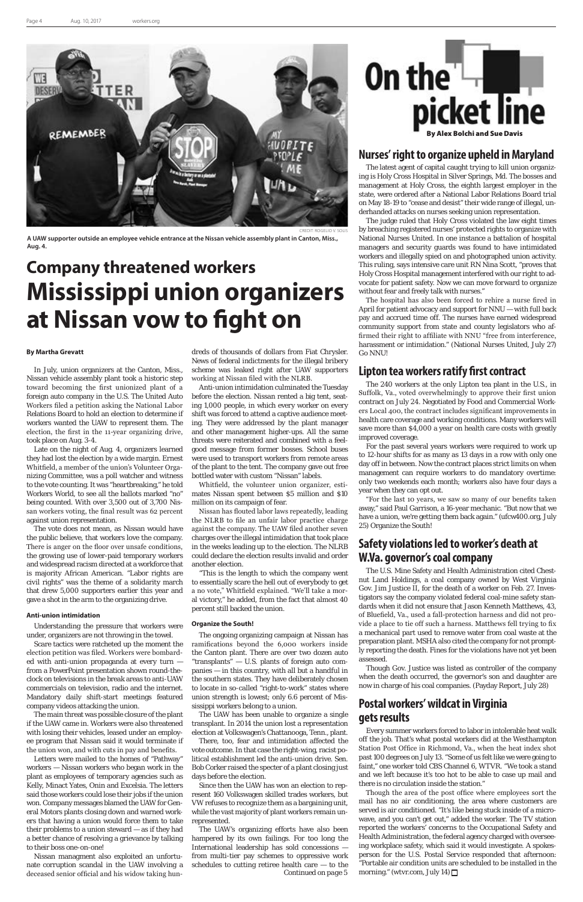A UAW supporter outside an employee vehicle entrance at the Nissan vehicle assembly plant in Canton, Miss., Aug. 4.

CREDIT: ROGELIO V. SOLIS

## Company threatened workers

# Mississippi union organizers at Nissan vow to fight on

**By Martha Grevatt**

In July, union organizers at the Canton, Miss., Nissan vehicle assembly plant took a historic step toward becoming the first unionized plant of a foreign auto company in the U.S. The United Auto Workers filed a petition asking the National Labor Relations Board to hold an election to determine if workers wanted the UAW to represent them. The election, the first in the 11-year organizing drive, took place on Aug. 3-4.

Late on the night of Aug. 4, organizers learned they had lost the election by a wide margin. Ernest Whitfield, a member of the union's Volunteer Organizing Committee, was a poll watcher and witness to the vote counting. It was "heartbreaking," he told Workers World, to see all the ballots marked "no" being counted. With over 3,500 out of 3,700 Nissan workers voting, the final result was 62 percent against union representation.

The vote does not mean, as Nissan would have the public believe, that workers love the company. There is anger on the floor over unsafe conditions, the growing use of lower-paid temporary workers and widespread racism directed at a workforce that is majority African American. "Labor rights are civil rights" was the theme of a solidarity march that drew 5,000 supporters earlier this year and gave a shot in the arm to the organizing drive.

### Anti-union intimidation

Understanding the pressure that workers were under, organizers are not throwing in the towel.

Scare tactics were ratcheted up the moment the election petition was filed. Workers were bombarded with anti-union propaganda at every turn — from a PowerPoint presentation shown round-the-clock on televisions in the break areas to anti-UAW commercials on television, radio and the internet. Mandatory daily shift-start meetings featured company videos attacking the union.

The main threat was possible closure of the plant if the UAW came in. Workers were also threatened with losing their vehicles, leased under an employee program that Nissan said it would terminate if the union won, and with cuts in pay and benefits.

Letters were mailed to the homes of "Pathway" workers — Nissan workers who began work in the plant as employees of temporary agencies such as Kelly, Minact Yates, Onin and Excelsia. The letters said those workers could lose their jobs if the union won. Company messages blamed the UAW for General Motors plants closing down and warned workers that having a union would force them to take their problems to a union steward — as if they had a better chance of resolving a grievance by talking to their boss one-on-one!

Nissan managment also exploited an unfortunate corruption scandal in the UAW involving a deceased senior official and his widow taking hundreds of thousands of dollars from Fiat Chrysler. News of federal indictments for the illegal bribery scheme was leaked right after UAW supporters working at Nissan filed with the NLRB.

Anti-union intimidation culminated the Tuesday before the election. Nissan rented a big tent, seating 1,000 people, in which every worker on every shift was forced to attend a captive audience meeting. They were addressed by the plant manager and other management higher-ups. All the same threats were reiterated and combined with a feel-good message from former bosses. School buses were used to transport workers from remote areas of the plant to the tent. The company gave out free bottled water with custom "Nissan" labels.

Whitfield, the volunteer union organizer, estimates Nissan spent between $5 million and $10 million on its campaign of fear.

Nissan has flouted labor laws repeatedly, leading the NLRB to file an unfair labor practice charge against the company. The UAW filed another seven charges over the illegal intimidation that took place in the weeks leading up to the election. The NLRB could declare the election results invalid and order another election.

"This is the length to which the company went to essentially scare the hell out of everybody to get a no vote," Whitfield explained. "We'll take a moral victory," he added, from the fact that almost 40 percent still backed the union.

### Organize the South!

The ongoing organizing campaign at Nissan has ramifications beyond the 6,000 workers inside the Canton plant. There are over two dozen auto "transplants" — U.S. plants of foreign auto companies — in this country, with all but a handful in the southern states. They have deliberately chosen to locate in so-called "right-to-work" states where union strength is lowest; only 6.6 percent of Mississippi workers belong to a union.

The UAW has been unable to organize a single transplant. In 2014 the union lost a representation election at Volkswagen's Chattanooga, Tenn., plant.

There, too, fear and intimidation affected the vote outcome. In that case the right-wing, racist political establishment led the anti-union drive. Sen. Bob Corker raised the specter of a plant closing just days before the election.

Since then the UAW has won an election to represent 160 Volkswagen skilled trades workers, but VW refuses to recognize them as a bargaining unit, while the vast majority of plant workers remain unrepresented.

The UAW's organizing efforts have also been hampered by its own failings. For too long the International leadership has sold concessions — from multi-tier pay schemes to oppressive work schedules to cutting retiree health care — to the

Continued on page 5

# On the picket line

**By Alex Bolchi and Sue Davis**

## Nurses' right to organize upheld in Maryland

The latest agent of capital caught trying to kill union organizing is Holy Cross Hospital in Silver Springs, Md. The bosses and management at Holy Cross, the eighth largest employer in the state, were ordered after a National Labor Relations Board trial on May 18-19 to "cease and desist" their wide range of illegal, underhanded attacks on nurses seeking union representation.

The judge ruled that Holy Cross violated the law eight times by breaching registered nurses' protected rights to organize with National Nurses United. In one instance a battalion of hospital managers and security guards was found to have intimidated workers and illegally spied on and photographed union activity. This ruling, says intensive care unit RN Nina Scott, "proves that Holy Cross Hospital management interfered with our right to advocate for patient safety. Now we can move forward to organize without fear and freely talk with nurses."

The hospital has also been forced to rehire a nurse fired in April for patient advocacy and support for NNU — with full back pay and accrued time off. The nurses have earned widespread community support from state and county legislators who affirmed their right to affiliate with NNU "free from interference, harassment or intimidation." (National Nurses United, July 27) Go NNU!

## Lipton tea workers ratify first contract

The 240 workers at the only Lipton tea plant in the U.S., in Suffolk, Va., voted overwhelmingly to approve their first union contract on July 24. Negotiated by Food and Commercial Workers Local 400, the contract includes significant improvements in health care coverage and working conditions. Many workers will save more than $4,000 a year on health care costs with greatly improved coverage.

For the past several years workers were required to work up to 12-hour shifts for as many as 13 days in a row with only one day off in between. Now the contract places strict limits on when management can require workers to do mandatory overtime: only two weekends each month; workers also have four days a year when they can opt out.

"For the last 10 years, we saw so many of our benefits taken away," said Paul Garrison, a 16-year mechanic. "But now that we have a union, we're getting them back again." (ufcw400.org, July 25) Organize the South!

## Safety violations led to worker's death at W.Va. governor's coal company

The U.S. Mine Safety and Health Administration cited Chestnut Land Holdings, a coal company owned by West Virginia Gov. Jim Justice II, for the death of a worker on Feb. 27. Investigators say the company violated federal coal-mine safety standards when it did not ensure that Jason Kenneth Matthews, 43, of Bluefield, Va., used a fall-protection harness and did not provide a place to tie off such a harness. Matthews fell trying to fix a mechanical part used to remove water from coal waste at the preparation plant. MSHA also cited the company for not promptly reporting the death. Fines for the violations have not yet been assessed.

Though Gov. Justice was listed as controller of the company when the death occurred, the governor's son and daughter are now in charge of his coal companies. (Payday Report, July 28)

## Postal workers' wildcat in Virginia gets results

Every summer workers forced to labor in intolerable heat walk off the job. That's what postal workers did at the Westhampton Station Post Office in Richmond, Va., when the heat index shot past 100 degrees on July 13. "Some of us felt like we were going to faint," one worker told CBS Channel 6, WTVR. "We took a stand and we left because it's too hot to be able to case up mail and there is no circulation inside the station."

Though the area of the post office where employees sort the mail has no air conditioning, the area where customers are served is air conditioned. "It's like being stuck inside of a microwave, and you can't get out," added the worker. The TV station reported the workers' concerns to the Occupational Safety and Health Administration, the federal agency charged with overseeing workplace safety, which said it would investigate. A spokesperson for the U.S. Postal Service responded that afternoon: "Portable air condition units are scheduled to be installed in the morning." (wtvr.com, July 14) □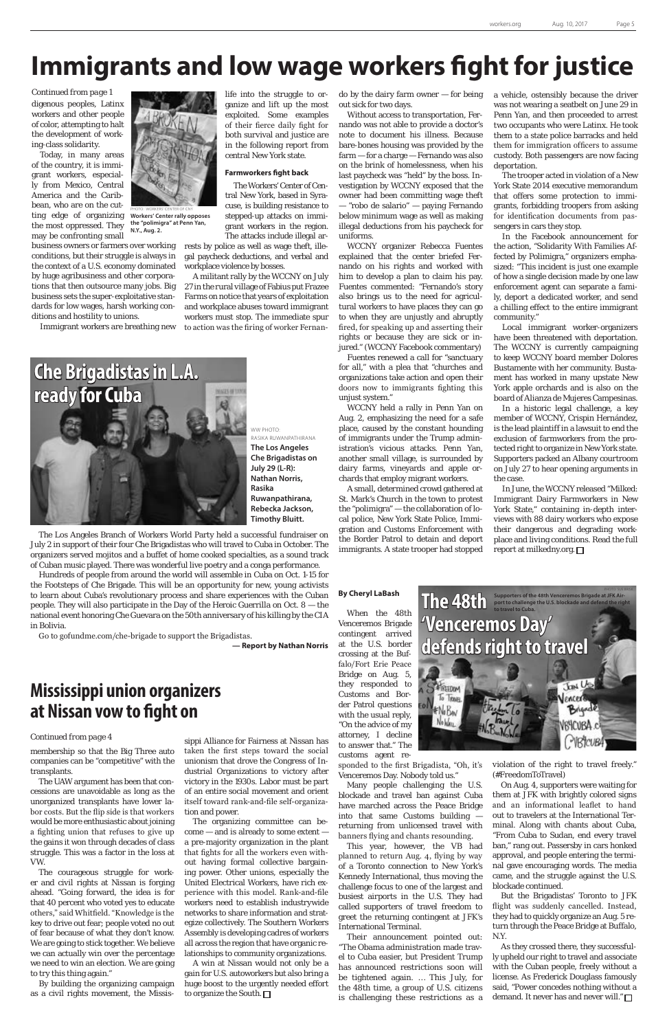# Immigrants and low wage workers fight for justice

Continued from page 1

digenous peoples, Latinx workers and other people of color, attempting to halt the development of working-class solidarity.

Today, in many areas of the country, it is immigrant workers, especially from Mexico, Central America and the Caribbean, who are on the cutting edge of organizing the most oppressed. They may be confronting small business owners or farmers over working conditions, but their struggle is always in the context of a U.S. economy dominated by huge agribusiness and other corporations that then outsource many jobs. Big business sets the super-exploitative standards for low wages, harsh working conditions and hostility to unions.

PHOTO: WORKERS' CENTER OF CNY

**Workers' Center rally opposes the "polimigra" at Penn Yan, N.Y., Aug. 2.**

Immigrant workers are breathing new life into the struggle to organize and lift up the most exploited. Some examples of their fierce daily fight for both survival and justice are in the following report from central New York state.

### Farmworkers fight back

The Workers' Center of Central New York, based in Syracuse, is building resistance to stepped-up attacks on immigrant workers in the region. The attacks include illegal arrests by police as well as wage theft, illegal paycheck deductions, and verbal and workplace violence by bosses.

A militant rally by the WCCNY on July 27 in the rural village of Fabius put Frazee Farms on notice that years of exploitation and workplace abuses toward immigrant workers must stop. The immediate spur to action was the firing of worker Fernando by the dairy farm owner — for being out sick for two days.

Without access to transportation, Fernando was not able to provide a doctor's note to document his illness. Because bare-bones housing was provided by the farm — for a charge — Fernando was also on the brink of homelessness, when his last paycheck was "held" by the boss. Investigation by WCCNY exposed that the owner had been committing wage theft — "robo de salario" — paying Fernando below minimum wage as well as making illegal deductions from his paycheck for uniforms.

WCCNY organizer Rebecca Fuentes explained that the center briefed Fernando on his rights and worked with him to develop a plan to claim his pay. Fuentes commented: "Fernando's story also brings us to the need for agricultural workers to have places they can go to when they are unjustly and abruptly fired, for speaking up and asserting their rights or because they are sick or injured." (WCCNY Facebook commentary)

Fuentes renewed a call for "sanctuary for all," with a plea that "churches and organizations take action and open their doors now to immigrants fighting this unjust system."

WCCNY held a rally in Penn Yan on Aug. 2, emphasizing the need for a safe place, caused by the constant hounding of immigrants under the Trump administration's vicious attacks. Penn Yan, another small village, is surrounded by dairy farms, vineyards and apple orchards that employ migrant workers.

A small, determined crowd gathered at St. Mark's Church in the town to protest the "polimigra" — the collaboration of local police, New York State Police, Immigration and Customs Enforcement with the Border Patrol to detain and deport immigrants. A state trooper had stopped a vehicle, ostensibly because the driver was not wearing a seatbelt on June 29 in Penn Yan, and then proceeded to arrest two occupants who were Latinx. He took them to a state police barracks and held them for immigration officers to assume custody. Both passengers are now facing deportation.

The trooper acted in violation of a New York State 2014 executive memorandum that offers some protection to immigrants, forbidding troopers from asking for identification documents from passengers in cars they stop.

In the Facebook announcement for the action, "Solidarity With Families Affected by Polimigra," organizers emphasized: "This incident is just one example of how a single decision made by one law enforcement agent can separate a family, deport a dedicated worker, and send a chilling effect to the entire immigrant community."

Local immigrant worker-organizers have been threatened with deportation. The WCCNY is currently campaigning to keep WCCNY board member Dolores Bustamente with her community. Bustamente has worked in many upstate New York apple orchards and is also on the board of Alianza de Mujeres Campesinas.

In a historic legal challenge, a key member of WCCNY, Crispin Hernández, is the lead plaintiff in a lawsuit to end the exclusion of farmworkers from the protected right to organize in New York state. Supporters packed an Albany courtroom on July 27 to hear opening arguments in the case.

In June, the WCCNY released "Milked: Immigrant Dairy Farmworkers in New York State," containing in-depth interviews with 88 dairy workers who expose their dangerous and degrading workplace and living conditions. Read the full report at milkedny.org. ☐

## Che Brigadistas in L.A. ready for Cuba

WW PHOTO: RASIKA RUWANPATHIRANA

**The Los Angeles Che Brigadistas on July 29 (L-R): Nathan Norris, Rasika Ruwanpathirana, Rebecka Jackson, Timothy Bluitt.**

The Los Angeles Branch of Workers World Party held a successful fundraiser on July 2 in support of their four Che Brigadistas who will travel to Cuba in October. The organizers served mojitos and a buffet of home cooked specialties, as a sound track of Cuban music played. There was wonderful live poetry and a conga performance.

Hundreds of people from around the world will assemble in Cuba on Oct. 1-15 for the Footsteps of Che Brigade. This will be an opportunity for new, young activists to learn about Cuba's revolutionary process and share experiences with the Cuban people. They will also participate in the Day of the Heroic Guerrilla on Oct. 8 — the national event honoring Che Guevara on the 50th anniversary of his killing by the CIA in Bolivia.

Go to gofundme.com/che-brigade to support the Brigadistas.

**— Report by Nathan Norris**

## Mississippi union organizers at Nissan vow to fight on

Continued from page 4

membership so that the Big Three auto companies can be "competitive" with the transplants.

The UAW argument has been that concessions are unavoidable as long as the unorganized transplants have lower labor costs. But the flip side is that workers would be more enthusiastic about joining a fighting union that refuses to give up the gains it won through decades of class struggle. This was a factor in the loss at VW.

The courageous struggle for worker and civil rights at Nissan is forging ahead. "Going forward, the idea is for that 40 percent who voted yes to educate others," said Whitfield. "Knowledge is the key to drive out fear; people voted no out of fear because of what they don't know. We are going to stick together. We believe we can actually win over the percentage we need to win an election. We are going to try this thing again."

By building the organizing campaign as a civil rights movement, the Mississippi Alliance for Fairness at Nissan has taken the first steps toward the social unionism that drove the Congress of Industrial Organizations to victory after victory in the 1930s. Labor must be part of an entire social movement and orient itself toward rank-and-file self-organization and power.

The organizing committee can become — and is already to some extent — a pre-majority organization in the plant that fights for all the workers even without having formal collective bargaining power. Other unions, especially the United Electrical Workers, have rich experience with this model. Rank-and-file workers need to establish industrywide networks to share information and strategize collectively. The Southern Workers Assembly is developing cadres of workers all across the region that have organic relationships to community organizations.

A win at Nissan would not only be a gain for U.S. autoworkers but also bring a huge boost to the urgently needed effort to organize the South. ☐

## The 48th 'Venceremos Day' defends right to travel

**By Cheryl LaBash**

PHOTO: SUE KEAN

**Supporters of the 48th Venceremos Brigade at JFK Airport to challenge the U.S. blockade and defend the right to travel to Cuba.**

When the 48th Venceremos Brigade contingent arrived at the U.S. border crossing at the Buffalo/Fort Erie Peace Bridge on Aug. 5, they responded to Customs and Border Patrol questions with the usual reply, "On the advice of my attorney, I decline to answer that." The customs agent responded to the first Brigadista, "Oh, it's Venceremos Day. Nobody told us."

Many people challenging the U.S. blockade and travel ban against Cuba have marched across the Peace Bridge into that same Customs building — returning from unlicensed travel with banners flying and chants resounding.

This year, however, the VB had planned to return Aug. 4, flying by way of a Toronto connection to New York's Kennedy International, thus moving the challenge focus to one of the largest and busiest airports in the U.S. They had called supporters of travel freedom to greet the returning contingent at JFK's International Terminal.

Their announcement pointed out: "The Obama administration made travel to Cuba easier, but President Trump has announced restrictions soon will be tightened again. … This July, for the 48th time, a group of U.S. citizens is challenging these restrictions as a violation of the right to travel freely." (#FreedomToTravel)

On Aug. 4, supporters were waiting for them at JFK with brightly colored signs and an informational leaflet to hand out to travelers at the International Terminal. Along with chants about Cuba, "From Cuba to Sudan, end every travel ban," rang out. Passersby in cars honked approval, and people entering the terminal gave encouraging words. The media came, and the struggle against the U.S. blockade continued.

But the Brigadistas' Toronto to JFK flight was suddenly cancelled. Instead, they had to quickly organize an Aug. 5 return through the Peace Bridge at Buffalo, N.Y.

As they crossed there, they successfully upheld our right to travel and associate with the Cuban people, freely without a license. As Frederick Douglass famously said, "Power concedes nothing without a demand. It never has and never will." ☐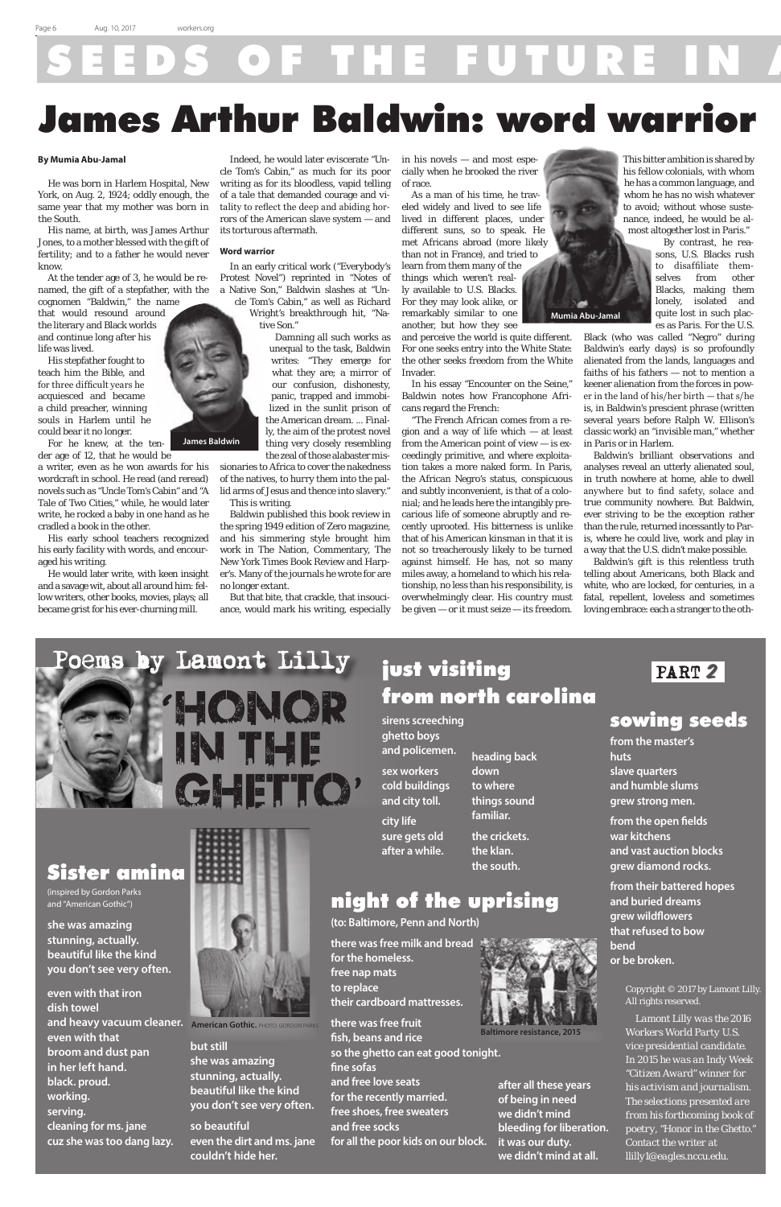# SEEDS OF THE FUTURE IN A

# James Arthur Baldwin: word warrior

**By Mumia Abu-Jamal**

He was born in Harlem Hospital, New York, on Aug. 2, 1924; oddly enough, the same year that my mother was born in the South.

His name, at birth, was James Arthur Jones, to a mother blessed with the gift of fertility; and to a father he would never know.

At the tender age of 3, he would be renamed, the gift of a stepfather, with the cognomen "Baldwin," the name that would resound around the literary and Black worlds and continue long after his life was lived.

James Baldwin

His stepfather fought to teach him the Bible, and for three difficult years he acquiesced and became a child preacher, winning souls in Harlem until he could bear it no longer.

For he knew, at the tender age of 12, that he would be a writer, even as he won awards for his wordcraft in school. He read (and reread) novels such as "Uncle Tom's Cabin" and "A Tale of Two Cities," while, he would later write, he rocked a baby in one hand as he cradled a book in the other.

His early school teachers recognized his early facility with words, and encouraged his writing.

He would later write, with keen insight and a savage wit, about all around him: fellow writers, other books, movies, plays; all became grist for his ever-churning mill.

Indeed, he would later eviscerate "Uncle Tom's Cabin," as much for its poor writing as for its bloodless, vapid telling of a tale that demanded courage and vitality to reflect the deep and abiding horrors of the American slave system — and its torturous aftermath.

### Word warrior

In an early critical work ("Everybody's Protest Novel") reprinted in "Notes of a Native Son," Baldwin slashes at "Uncle Tom's Cabin," as well as Richard Wright's breakthrough hit, "Native Son."

Damning all such works as unequal to the task, Baldwin writes: "They emerge for what they are; a mirror of our confusion, dishonesty, panic, trapped and immobilized in the sunlit prison of the American dream. ... Finally, the aim of the protest novel thing very closely resembling the zeal of those alabaster missionaries to Africa to cover the nakedness of the natives, to hurry them into the pallid arms of Jesus and thence into slavery."

This is writing.

Baldwin published this book review in the spring 1949 edition of Zero magazine, and his simmering style brought him work in The Nation, Commentary, The New York Times Book Review and Harper's. Many of the journals he wrote for are no longer extant.

But that bite, that crackle, that insouciance, would mark his writing, especially in his novels — and most especially when he brooked the river of race.

As a man of his time, he traveled widely and lived to see life lived in different places, under different suns, so to speak. He met Africans abroad (more likely than not in France), and tried to learn from them many of the things which weren't really available to U.S. Blacks. For they may look alike, or remarkably similar to one another, but how they see and perceive the world is quite different. For one seeks entry into the White State: the other seeks freedom from the White Invader.

Mumia Abu-Jamal

In his essay "Encounter on the Seine," Baldwin notes how Francophone Africans regard the French:

"The French African comes from a region and a way of life which — at least from the American point of view — is exceedingly primitive, and where exploitation takes a more naked form. In Paris, the African Negro's status, conspicuous and subtly inconvenient, is that of a colonial; and he leads here the intangibly precarious life of someone abruptly and recently uprooted. His bitterness is unlike that of his American kinsman in that it is not so treacherously likely to be turned against himself. He has, not so many miles away, a homeland to which his relationship, no less than his responsibility, is overwhelmingly clear. His country must be given — or it must seize — its freedom. This bitter ambition is shared by his fellow colonials, with whom he has a common language, and whom he has no wish whatever to avoid; without whose sustenance, indeed, he would be almost altogether lost in Paris."

By contrast, he reasons, U.S. Blacks rush to disaffiliate themselves from other Blacks, making them lonely, isolated and quite lost in such places as Paris. For the U.S. Black (who was called "Negro" during Baldwin's early days) is so profoundly alienated from the lands, languages and faiths of his fathers — not to mention a keener alienation from the forces in power in the land of his/her birth — that s/he is, in Baldwin's prescient phrase (written several years before Ralph W. Ellison's classic work) an "invisible man," whether in Paris or in Harlem.

Baldwin's brilliant observations and analyses reveal an utterly alienated soul, in truth nowhere at home, able to dwell anywhere but to find safety, solace and true community nowhere. But Baldwin, ever striving to be the exception rather than the rule, returned incessantly to Paris, where he could live, work and play in a way that the U.S. didn't make possible.

Baldwin's gift is this relentless truth telling about Americans, both Black and white, who are locked, for centuries, in a fatal, repellent, loveless and sometimes loving embrace: each a stranger to the oth-

---

## Poems by Lamont Lilly

## 'HONOR IN THE GHETTO'

**PART 2**

### Sister amina

(inspired by Gordon Parks and "American Gothic")

**she was amazing**
**stunning, actually.**
**beautiful like the kind**
**you don't see very often.**

**even with that iron**
**dish towel**
**and heavy vacuum cleaner.**
**even with that**
**broom and dust pan**
**in her left hand.**
**black. proud.**
**working.**
**serving.**
**cleaning for ms. jane**
**cuz she was too dang lazy.**

**American Gothic.** PHOTO: GORDON PARKS

**but still**
**she was amazing**
**stunning, actually.**
**beautiful like the kind**
**you don't see very often.**

**so beautiful**
**even the dirt and ms. jane**
**couldn't hide her.**

### just visiting from north carolina

**sirens screeching**
**ghetto boys**
**and policemen.**

**sex workers**
**cold buildings**
**and city toll.**

**city life**
**sure gets old**
**after a while.**

**heading back**
**down**
**to where**
**things sound**
**familiar.**

**the crickets.**
**the klan.**
**the south.**

### night of the uprising

**(to: Baltimore, Penn and North)**

**there was free milk and bread**
**for the homeless.**
**free nap mats**
**to replace**
**their cardboard mattresses.**

**there was free fruit**
**fish, beans and rice**
**so the ghetto can eat good tonight.**
**fine sofas**
**and free love seats**
**for the recently married.**
**free shoes, free sweaters**
**and free socks**
**for all the poor kids on our block.**

**after all these years**
**of being in need**
**we didn't mind**
**bleeding for liberation.**
**it was our duty.**
**we didn't mind at all.**

Baltimore resistance, 2015

### sowing seeds

**from the master's**
**huts**
**slave quarters**
**and humble slums**
**grew strong men.**

**from the open fields**
**war kitchens**
**and vast auction blocks**
**grew diamond rocks.**

**from their battered hopes**
**and buried dreams**
**grew wildflowers**
**that refused to bow**
**bend**
**or be broken.**

Copyright © 2017 by Lamont Lilly. All rights reserved.

Lamont Lilly was the 2016 Workers World Party U.S. vice presidential candidate. In 2015 he was an Indy Week "Citizen Award" winner for his activism and journalism. The selections presented are from his forthcoming book of poetry, "Honor in the Ghetto." Contact the writer at llilly1@eagles.nccu.edu.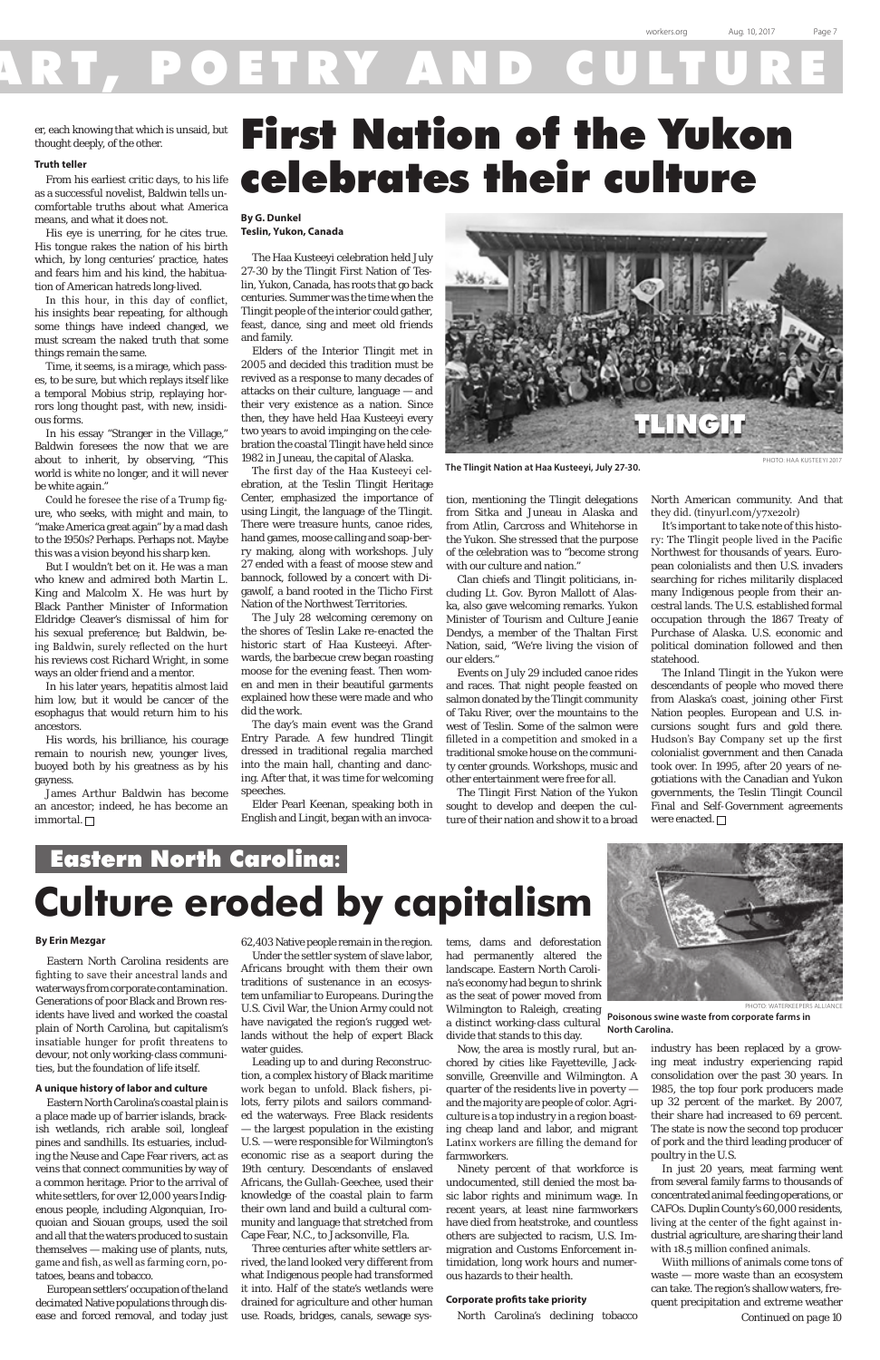# ART, POETRY AND CULTURE

er, each knowing that which is unsaid, but thought deeply, of the other.

### Truth teller

From his earliest critic days, to his life as a successful novelist, Baldwin tells uncomfortable truths about what America means, and what it does not.

His eye is unerring, for he cites true. His tongue rakes the nation of his birth which, by long centuries' practice, hates and fears him and his kind, the habituation of American hatreds long-lived.

In this hour, in this day of conflict, his insights bear repeating, for although some things have indeed changed, we must scream the naked truth that some things remain the same.

Time, it seems, is a mirage, which passes, to be sure, but which replays itself like a temporal Mobius strip, replaying horrors long thought past, with new, insidious forms.

In his essay "Stranger in the Village," Baldwin foresees the now that we are about to inherit, by observing, "This world is white no longer, and it will never be white again."

Could he foresee the rise of a Trump figure, who seeks, with might and main, to "make America great again" by a mad dash to the 1950s? Perhaps. Perhaps not. Maybe this was a vision beyond his sharp ken.

But I wouldn't bet on it. He was a man who knew and admired both Martin L. King and Malcolm X. He was hurt by Black Panther Minister of Information Eldridge Cleaver's dismissal of him for his sexual preference; but Baldwin, being Baldwin, surely reflected on the hurt his reviews cost Richard Wright, in some ways an older friend and a mentor.

In his later years, hepatitis almost laid him low, but it would be cancer of the esophagus that would return him to his ancestors.

His words, his brilliance, his courage remain to nourish new, younger lives, buoyed both by his greatness as by his gayness.

James Arthur Baldwin has become an ancestor; indeed, he has become an immortal. □

# First Nation of the Yukon celebrates their culture

**By G. Dunkel**
**Teslin, Yukon, Canada**

The Haa Kusteeyi celebration held July 27-30 by the Tlingit First Nation of Teslin, Yukon, Canada, has roots that go back centuries. Summer was the time when the Tlingit people of the interior could gather, feast, dance, sing and meet old friends and family.

Elders of the Interior Tlingit met in 2005 and decided this tradition must be revived as a response to many decades of attacks on their culture, language — and their very existence as a nation. Since then, they have held Haa Kusteeyi every two years to avoid impinging on the celebration the coastal Tlingit have held since 1982 in Juneau, the capital of Alaska.

The first day of the Haa Kusteeyi celebration, at the Teslin Tlingit Heritage Center, emphasized the importance of using Lingit, the language of the Tlingit. There were treasure hunts, canoe rides, hand games, moose calling and soap-berry making, along with workshops. July 27 ended with a feast of moose stew and bannock, followed by a concert with Digawolf, a band rooted in the Tlicho First Nation of the Northwest Territories.

The July 28 welcoming ceremony on the shores of Teslin Lake re-enacted the historic start of Haa Kusteeyi. Afterwards, the barbecue crew began roasting moose for the evening feast. Then women and men in their beautiful garments explained how these were made and who did the work.

The day's main event was the Grand Entry Parade. A few hundred Tlingit dressed in traditional regalia marched into the main hall, chanting and dancing. After that, it was time for welcoming speeches.

Elder Pearl Keenan, speaking both in English and Lingit, began with an invocation, mentioning the Tlingit delegations from Sitka and Juneau in Alaska and from Atlin, Carcross and Whitehorse in the Yukon. She stressed that the purpose of the celebration was to "become strong with our culture and nation."

Clan chiefs and Tlingit politicians, including Lt. Gov. Byron Mallott of Alaska, also gave welcoming remarks. Yukon Minister of Tourism and Culture Jeanie Dendys, a member of the Thaltan First Nation, said, "We're living the vision of our elders."

Events on July 29 included canoe rides and races. That night people feasted on salmon donated by the Tlingit community of Taku River, over the mountains to the west of Teslin. Some of the salmon were filleted in a competition and smoked in a traditional smoke house on the community center grounds. Workshops, music and other entertainment were free for all.

The Tlingit First Nation of the Yukon sought to develop and deepen the culture of their nation and show it to a broad North American community. And that they did. (tinyurl.com/y7xe2olr)

It's important to take note of this history: The Tlingit people lived in the Pacific Northwest for thousands of years. European colonialists and then U.S. invaders searching for riches militarily displaced many Indigenous people from their ancestral lands. The U.S. established formal occupation through the 1867 Treaty of Purchase of Alaska. U.S. economic and political domination followed and then statehood.

The Inland Tlingit in the Yukon were descendants of people who moved there from Alaska's coast, joining other First Nation peoples. European and U.S. incursions sought furs and gold there. Hudson's Bay Company set up the first colonialist government and then Canada took over. In 1995, after 20 years of negotiations with the Canadian and Yukon governments, the Teslin Tlingit Council Final and Self-Government agreements were enacted. □

TLINGIT

**The Tlingit Nation at Haa Kusteeyi, July 27-30.**

PHOTO: HAA KUSTEEYI 2017

## Eastern North Carolina:

# Culture eroded by capitalism

**By Erin Mezgar**

Eastern North Carolina residents are fighting to save their ancestral lands and waterways from corporate contamination. Generations of poor Black and Brown residents have lived and worked the coastal plain of North Carolina, but capitalism's insatiable hunger for profit threatens to devour, not only working-class communities, but the foundation of life itself.

### A unique history of labor and culture

Eastern North Carolina's coastal plain is a place made up of barrier islands, brackish wetlands, rich arable soil, longleaf pines and sandhills. Its estuaries, including the Neuse and Cape Fear rivers, act as veins that connect communities by way of a common heritage. Prior to the arrival of white settlers, for over 12,000 years Indigenous people, including Algonquian, Iroquoian and Siouan groups, used the soil and all that the waters produced to sustain themselves — making use of plants, nuts, game and fish, as well as farming corn, potatoes, beans and tobacco.

European settlers' occupation of the land decimated Native populations through disease and forced removal, and today just 62,403 Native people remain in the region.

Under the settler system of slave labor, Africans brought with them their own traditions of sustenance in an ecosystem unfamiliar to Europeans. During the U.S. Civil War, the Union Army could not have navigated the region's rugged wetlands without the help of expert Black water guides.

Leading up to and during Reconstruction, a complex history of Black maritime work began to unfold. Black fishers, pilots, ferry pilots and sailors commanded the waterways. Free Black residents — the largest population in the existing U.S. — were responsible for Wilmington's economic rise as a seaport during the 19th century. Descendants of enslaved Africans, the Gullah-Geechee, used their knowledge of the coastal plain to farm their own land and build a cultural community and language that stretched from Cape Fear, N.C., to Jacksonville, Fla.

Three centuries after white settlers arrived, the land looked very different from what Indigenous people had transformed it into. Half of the state's wetlands were drained for agriculture and other human use. Roads, bridges, canals, sewage systems, dams and deforestation had permanently altered the landscape. Eastern North Carolina's economy had begun to shrink as the seat of power moved from Wilmington to Raleigh, creating a distinct working-class cultural divide that stands to this day.

Now, the area is mostly rural, but anchored by cities like Fayetteville, Jacksonville, Greenville and Wilmington. A quarter of the residents live in poverty — and the majority are people of color. Agriculture is a top industry in a region boasting cheap land and labor, and migrant Latinx workers are filling the demand for farmworkers.

Ninety percent of that workforce is undocumented, still denied the most basic labor rights and minimum wage. In recent years, at least nine farmworkers have died from heatstroke, and countless others are subjected to racism, U.S. Immigration and Customs Enforcement intimidation, long work hours and numerous hazards to their health.

### Corporate profits take priority

North Carolina's declining tobacco industry has been replaced by a growing meat industry experiencing rapid consolidation over the past 30 years. In 1985, the top four pork producers made up 32 percent of the market. By 2007, their share had increased to 69 percent. The state is now the second top producer of pork and the third leading producer of poultry in the U.S.

In just 20 years, meat farming went from several family farms to thousands of concentrated animal feeding operations, or CAFOs. Duplin County's 60,000 residents, living at the center of the fight against industrial agriculture, are sharing their land with 18.5 million confined animals.

With millions of animals come tons of waste — more waste than an ecosystem can take. The region's shallow waters, frequent precipitation and extreme weather

*Continued on page 10*

PHOTO: WATERKEEPERS ALLIANCE

**Poisonous swine waste from corporate farms in North Carolina.**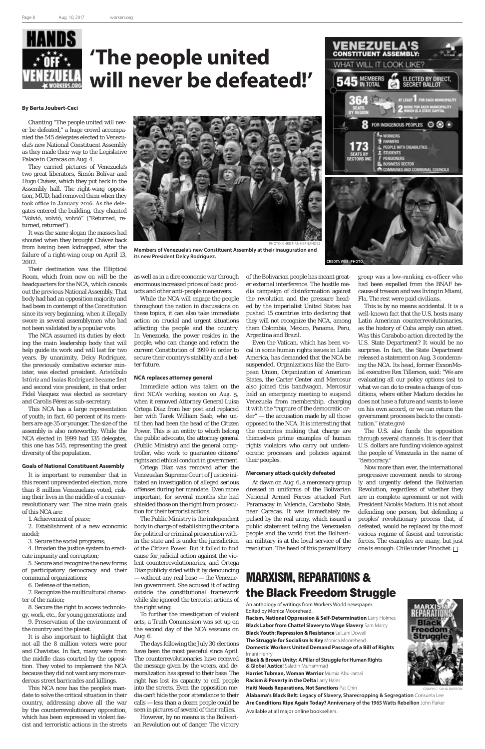# 'The people united will never be defeated!'

**By Berta Joubert-Ceci**

Chanting "The people united will never be defeated," a huge crowd accompanied the 545 delegates elected to Venezuela's new National Constituent Assembly as they made their way to the Legislative Palace in Caracas on Aug. 4.

They carried pictures of Venezuela's two great liberators, Simón Bolívar and Hugo Chávez, which they put back in the Assembly hall. The right-wing opposition, MUD, had removed them when they took office in January 2016. As the delegates entered the building, they chanted "Volvió, volvió, volvió" ("Returned, returned, returned").

It was the same slogan the masses had shouted when they brought Chávez back from having been kidnapped, after the failure of a right-wing coup on April 13, 2002.

Their destination was the Elliptical Room, which from now on will be the headquarters for the NCA, which cancels out the previous National Assembly. That body had had an opposition majority and had been in contempt of the Constitution since its very beginning, when it illegally swore in several assemblymen who had not been validated by a popular vote.

The NCA assumed its duties by electing the main leadership body that will help guide its work and will last for two years. By unanimity, Delcy Rodríguez, the previously combative exterior minister, was elected president. Aristóbulo Istúriz and Isaías Rodríguez became first and second vice president, in that order. Fidel Vasquez was elected as secretary and Carolis Pérez as sub-secretary.

This NCA has a large representation of youth; in fact, 60 percent of its members are age 35 or younger. The size of the assembly is also noteworthy. While the NCA elected in 1999 had 135 delegates, this one has 545, representing the great diversity of the population.

Members of Venezuela's new Constituent Assembly at their inauguration and its new President Delcy Rodríguez.

### Goals of National Constituent Assembly

It is important to remember that in this recent unprecedented election, more than 8 million Venezuelans voted, risking their lives in the middle of a counterrevolutionary war. The nine main goals of this NCA are:

1. Achievement of peace;
2. Establishment of a new economic model;
3. Secure the social programs;
4. Broaden the justice system to eradicate impunity and corruption;
5. Secure and recognize the new forms of participatory democracy and their communal organizations;
6. Defense of the nation;
7. Recognize the multicultural character of the nation;
8. Secure the right to access technology, work, etc., for young generations; and
9. Preservation of the environment of the country and the planet.

It is also important to highlight that not all the 8 million voters were poor and Chavistas. In fact, many were from the middle class courted by the opposition. They voted to implement the NCA because they did not want any more murderous street barricades and killings.

This NCA now has the people's mandate to solve the critical situation in their country, addressing above all the war by the counterrevolutionary opposition, which has been expressed in violent fascist and terroristic actions in the streets as well as in a dire economic war through enormous increased prices of basic products and other anti-people maneuvers.

While the NCA will engage the people throughout the nation in discussions on these topics, it can also take immediate action on crucial and urgent situations affecting the people and the country. In Venezuela, the power resides in the people, who can change and reform the current Constitution of 1999 in order to secure their country's stability and a better future.

### NCA replaces attorney general

Immediate action was taken on the first NCA's working session on Aug. 5, when it removed Attorney General Luisa Ortega Díaz from her post and replaced her with Tarek William Saab, who until then had been the head of the Citizen Power. This is an entity to which belong the public advocate, the attorney general (Public Ministry) and the general comptroller, who work to guarantee citizens' rights and ethical conduct in government.

Ortega Díaz was removed after the Venezuelan Supreme Court of Justice initiated an investigation of alleged serious offenses during her mandate. Even more important, for several months she had shielded those on the right from prosecution for their terrorist actions.

The Public Ministry is the independent body in charge of establishing the criteria for political or criminal prosecution within the state and is under the jurisdiction of the Citizen Power. But it failed to find cause for judicial action against the violent counterrevolutionaries, and Ortega Díaz publicly sided with it by denouncing — without any real base — the Venezuelan government. She accused it of acting outside the constitutional framework while she ignored the terrorist actions of the right wing.

To further the investigation of violent acts, a Truth Commission was set up on the second day of the NCA sessions on Aug. 6.

The days following the July 30 elections have been the most peaceful since April. The counterrevolutionaries have received the message given by the voters, and demoralization has spread to their base. The right has lost its capacity to call people into the streets. Even the opposition media can't hide the poor attendance to their calls — less than a dozen people could be seen in pictures of several of their rallies.

However, by no means is the Bolivarian Revolution out of danger. The victory of the Bolivarian people has meant greater external interference. The hostile media campaign of disinformation against the revolution and the pressure headed by the imperialist United States has pushed 15 countries into declaring that they will not recognize the NCA, among them Colombia, Mexico, Panama, Peru, Argentina and Brazil.

Even the Vatican, which has been vocal in some human rights issues in Latin America, has demanded that the NCA be suspended. Organizations like the European Union, Organization of American States, the Carter Center and Mercosur also joined this bandwagon. Mercosur held an emergency meeting to suspend Venezuela from membership, charging it with the "rupture of the democratic order" — the accusation made by all those opposed to the NCA. It is interesting that the countries making that charge are themselves prime examples of human rights violators who carry out undemocratic processes and policies against their peoples.

### Mercenary attack quickly defeated

At dawn on Aug. 6, a mercenary group dressed in uniforms of the Bolivarian National Armed Forces attacked Fort Paramacay in Valencia, Carabobo State, near Caracas. It was immediately repulsed by the real army, which issued a public statement telling the Venezuelan people and the world that the Bolivarian military is at the loyal service of the revolution. The head of this paramilitary group was a low-ranking ex-officer who had been expelled from the BNAF because of treason and was living in Miami, Fla. The rest were paid civilians.

This is by no means accidental. It is a well-known fact that the U.S. hosts many Latin American counterrevolutionaries, as the history of Cuba amply can attest. Was this Carabobo action directed by the U.S. State Department? It would be no surprise. In fact, the State Department released a statement on Aug. 3 condemning the NCA. Its head, former ExxonMobil executive Rex Tillerson, said: "We are evaluating all our policy options (as) to what we can do to create a change of conditions, where either Maduro decides he does not have a future and wants to leave on his own accord, or we can return the government processes back to the constitution." (state.gov)

The U.S. also funds the opposition through several channels. It is clear that U.S. dollars are funding violence against the people of Venezuela in the name of "democracy."

Now more than ever, the international progressive movement needs to strongly and urgently defend the Bolivarian Revolution, regardless of whether they are in complete agreement or not with President Nicolás Maduro. It is not about defending one person, but defending a peoples' revolutionary process that, if defeated, would be replaced by the most vicious regime of fascist and terroristic forces. The examples are many, but just one is enough: Chile under Pinochet. □

## MARXISM, REPARATIONS & the Black Freedom Struggle

An anthology of writings from Workers World newspaper. Edited by Monica Moorehead.

**Racism, National Oppression & Self-Determination** Larry Holmes
**Black Labor from Chattel Slavery to Wage Slavery** Sam Marcy
**Black Youth: Repression & Resistance** LeiLani Dowell
**The Struggle for Socialism Is Key** Monica Moorehead
**Domestic Workers United Demand Passage of a Bill of Rights** Imani Henry
**Black & Brown Unity: A Pillar of Struggle for Human Rights & Global Justice!** Saladin Muhammad
**Harriet Tubman, Woman Warrior** Mumia Abu-Jamal
**Racism & Poverty in the Delta** Larry Hales
**Haiti Needs Reparations, Not Sanctions** Pat Chin
**Alabama's Black Belt: Legacy of Slavery, Sharecropping & Segregation** Consuela Lee
**Are Conditions Ripe Again Today? Anniversary of the 1965 Watts Rebellion** John Parker

Available at all major online booksellers.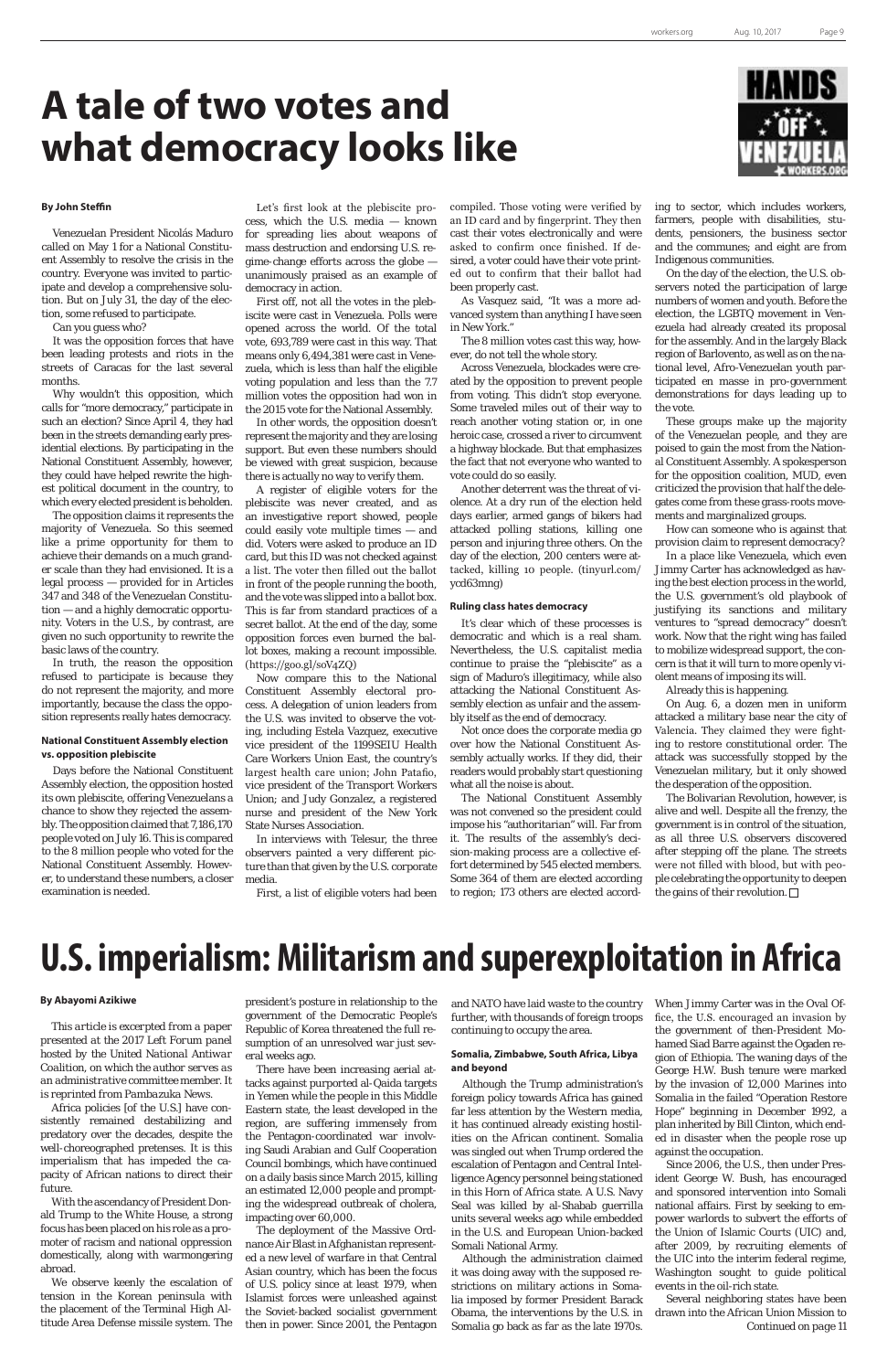# A tale of two votes and what democracy looks like

HANDS OFF VENEZUELA

**By John Steffin**

Venezuelan President Nicolás Maduro called on May 1 for a National Constituent Assembly to resolve the crisis in the country. Everyone was invited to participate and develop a comprehensive solution. But on July 31, the day of the election, some refused to participate.

Can you guess who?

It was the opposition forces that have been leading protests and riots in the streets of Caracas for the last several months.

Why wouldn't this opposition, which calls for "more democracy," participate in such an election? Since April 4, they had been in the streets demanding early presidential elections. By participating in the National Constituent Assembly, however, they could have helped rewrite the highest political document in the country, to which every elected president is beholden.

The opposition claims it represents the majority of Venezuela. So this seemed like a prime opportunity for them to achieve their demands on a much grander scale than they had envisioned. It is a legal process — provided for in Articles 347 and 348 of the Venezuelan Constitution — and a highly democratic opportunity. Voters in the U.S., by contrast, are given no such opportunity to rewrite the basic laws of the country.

In truth, the reason the opposition refused to participate is because they do not represent the majority, and more importantly, because the class the opposition represents really hates democracy.

### National Constituent Assembly election vs. opposition plebiscite

Days before the National Constituent Assembly election, the opposition hosted its own plebiscite, offering Venezuelans a chance to show they rejected the assembly. The opposition claimed that 7,186,170 people voted on July 16. This is compared to the 8 million people who voted for the National Constituent Assembly. However, to understand these numbers, a closer examination is needed.

Let's first look at the plebiscite process, which the U.S. media — known for spreading lies about weapons of mass destruction and endorsing U.S. regime-change efforts across the globe — unanimously praised as an example of democracy in action.

First off, not all the votes in the plebiscite were cast in Venezuela. Polls were opened across the world. Of the total vote, 693,789 were cast in this way. That means only 6,494,381 were cast in Venezuela, which is less than half the eligible voting population and less than the 7.7 million votes the opposition had won in the 2015 vote for the National Assembly.

In other words, the opposition doesn't represent the majority and they are losing support. But even these numbers should be viewed with great suspicion, because there is actually no way to verify them.

A register of eligible voters for the plebiscite was never created, and as an investigative report showed, people could easily vote multiple times — and did. Voters were asked to produce an ID card, but this ID was not checked against a list. The voter then filled out the ballot in front of the people running the booth, and the vote was slipped into a ballot box. This is far from standard practices of a secret ballot. At the end of the day, some opposition forces even burned the ballot boxes, making a recount impossible. (https://goo.gl/soV4ZQ)

Now compare this to the National Constituent Assembly electoral process. A delegation of union leaders from the U.S. was invited to observe the voting, including Estela Vazquez, executive vice president of the 1199SEIU Health Care Workers Union East, the country's largest health care union; John Patafio, vice president of the Transport Workers Union; and Judy Gonzalez, a registered nurse and president of the New York State Nurses Association.

In interviews with Telesur, the three observers painted a very different picture than that given by the U.S. corporate media.

First, a list of eligible voters had been compiled. Those voting were verified by an ID card and by fingerprint. They then cast their votes electronically and were asked to confirm once finished. If desired, a voter could have their vote printed out to confirm that their ballot had been properly cast.

As Vasquez said, "It was a more advanced system than anything I have seen in New York."

The 8 million votes cast this way, however, do not tell the whole story.

Across Venezuela, blockades were created by the opposition to prevent people from voting. This didn't stop everyone. Some traveled miles out of their way to reach another voting station or, in one heroic case, crossed a river to circumvent a highway blockade. But that emphasizes the fact that not everyone who wanted to vote could do so easily.

Another deterrent was the threat of violence. At a dry run of the election held days earlier, armed gangs of bikers had attacked polling stations, killing one person and injuring three others. On the day of the election, 200 centers were attacked, killing 10 people. (tinyurl.com/ycd63mng)

### Ruling class hates democracy

It's clear which of these processes is democratic and which is a real sham. Nevertheless, the U.S. capitalist media continue to praise the "plebiscite" as a sign of Maduro's illegitimacy, while also attacking the National Constituent Assembly election as unfair and the assembly itself as the end of democracy.

Not once does the corporate media go over how the National Constituent Assembly actually works. If they did, their readers would probably start questioning what all the noise is about.

The National Constituent Assembly was not convened so the president could impose his "authoritarian" will. Far from it. The results of the assembly's decision-making process are a collective effort determined by 545 elected members. Some 364 of them are elected according to region; 173 others are elected according to sector, which includes workers, farmers, people with disabilities, students, pensioners, the business sector and the communes; and eight are from Indigenous communities.

On the day of the election, the U.S. observers noted the participation of large numbers of women and youth. Before the election, the LGBTQ movement in Venezuela had already created its proposal for the assembly. And in the largely Black region of Barlovento, as well as on the national level, Afro-Venezuelan youth participated en masse in pro-government demonstrations for days leading up to the vote.

These groups make up the majority of the Venezuelan people, and they are poised to gain the most from the National Constituent Assembly. A spokesperson for the opposition coalition, MUD, even criticized the provision that half the delegates come from these grass-roots movements and marginalized groups.

How can someone who is against that provision claim to represent democracy?

In a place like Venezuela, which even Jimmy Carter has acknowledged as having the best election process in the world, the U.S. government's old playbook of justifying its sanctions and military ventures to "spread democracy" doesn't work. Now that the right wing has failed to mobilize widespread support, the concern is that it will turn to more openly violent means of imposing its will.

Already this is happening.

On Aug. 6, a dozen men in uniform attacked a military base near the city of Valencia. They claimed they were fighting to restore constitutional order. The attack was successfully stopped by the Venezuelan military, but it only showed the desperation of the opposition.

The Bolivarian Revolution, however, is alive and well. Despite all the frenzy, the government is in control of the situation, as all three U.S. observers discovered after stepping off the plane. The streets were not filled with blood, but with people celebrating the opportunity to deepen the gains of their revolution. □

# U.S. imperialism: Militarism and superexploitation in Africa

**By Abayomi Azikiwe**

*This article is excerpted from a paper presented at the 2017 Left Forum panel hosted by the United National Antiwar Coalition, on which the author serves as an administrative committee member. It is reprinted from Pambazuka News.*

Africa policies [of the U.S.] have consistently remained destabilizing and predatory over the decades, despite the well-choreographed pretenses. It is this imperialism that has impeded the capacity of African nations to direct their future.

With the ascendancy of President Donald Trump to the White House, a strong focus has been placed on his role as a promoter of racism and national oppression domestically, along with warmongering abroad.

We observe keenly the escalation of tension in the Korean peninsula with the placement of the Terminal High Altitude Area Defense missile system. The president's posture in relationship to the government of the Democratic People's Republic of Korea threatened the full resumption of an unresolved war just several weeks ago.

There have been increasing aerial attacks against purported al-Qaida targets in Yemen while the people in this Middle Eastern state, the least developed in the region, are suffering immensely from the Pentagon-coordinated war involving Saudi Arabian and Gulf Cooperation Council bombings, which have continued on a daily basis since March 2015, killing an estimated 12,000 people and prompting the widespread outbreak of cholera, impacting over 60,000.

The deployment of the Massive Ordnance Air Blast in Afghanistan represented a new level of warfare in that Central Asian country, which has been the focus of U.S. policy since at least 1979, when Islamist forces were unleashed against the Soviet-backed socialist government then in power. Since 2001, the Pentagon and NATO have laid waste to the country further, with thousands of foreign troops continuing to occupy the area.

### Somalia, Zimbabwe, South Africa, Libya and beyond

Although the Trump administration's foreign policy towards Africa has gained far less attention by the Western media, it has continued already existing hostilities on the African continent. Somalia was singled out when Trump ordered the escalation of Pentagon and Central Intelligence Agency personnel being stationed in this Horn of Africa state. A U.S. Navy Seal was killed by al-Shabab guerrilla units several weeks ago while embedded in the U.S. and European Union-backed Somali National Army.

Although the administration claimed it was doing away with the supposed restrictions on military actions in Somalia imposed by former President Barack Obama, the interventions by the U.S. in Somalia go back as far as the late 1970s. When Jimmy Carter was in the Oval Office, the U.S. encouraged an invasion by the government of then-President Mohamed Siad Barre against the Ogaden region of Ethiopia. The waning days of the George H.W. Bush tenure were marked by the invasion of 12,000 Marines into Somalia in the failed "Operation Restore Hope" beginning in December 1992, a plan inherited by Bill Clinton, which ended in disaster when the people rose up against the occupation.

Since 2006, the U.S., then under President George W. Bush, has encouraged and sponsored intervention into Somali national affairs. First by seeking to empower warlords to subvert the efforts of the Union of Islamic Courts (UIC) and, after 2009, by recruiting elements of the UIC into the interim federal regime, Washington sought to guide political events in the oil-rich state.

Several neighboring states have been drawn into the African Union Mission to

Continued on page 11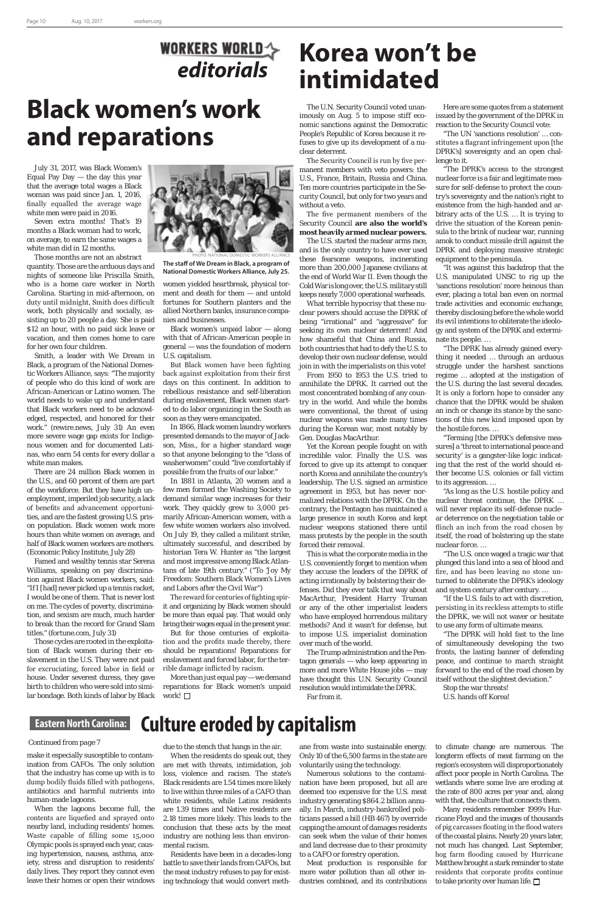## WORKERS WORLD editorials

# Black women's work and reparations

July 31, 2017, was Black Women's Equal Pay Day — the day this year that the average total wages a Black woman was paid since Jan. 1, 2016, finally equalled the average wage white men were paid in 2016.

Seven extra months! That's 19 months a Black woman had to work, on average, to earn the same wages a white man did in 12 months.

Those months are not an abstract quantity. Those are the arduous days and nights of someone like Priscilla Smith, who is a home care worker in North Carolina. Starting in mid-afternoon, on duty until midnight, Smith does difficult work, both physically and socially, assisting up to 20 people a day. She is paid $12 an hour, with no paid sick leave or vacation, and then comes home to care for her own four children.

Smith, a leader with We Dream in Black, a program of the National Domestic Workers Alliance, says: "The majority of people who do this kind of work are African-American or Latino women. The world needs to wake up and understand that Black workers need to be acknowledged, respected, and honored for their work." (rewire.news, July 31) An even more severe wage gap exists for Indigenous women and for documented Latinas, who earn 54 cents for every dollar a white man makes.

There are 24 million Black women in the U.S., and 60 percent of them are part of the workforce. But they have high unemployment, imperiled job security, a lack of benefits and advancement opportunities, and are the fastest growing U.S. prison population. Black women work more hours than white women on average, and half of Black women workers are mothers. (Economic Policy Institute, July 28)

Famed and wealthy tennis star Serena Williams, speaking on pay discrimination against Black women workers, said: "If I [had] never picked up a tennis racket, I would be one of them. That is never lost on me. The cycles of poverty, discrimination, and sexism are much, much harder to break than the record for Grand Slam titles." (fortune.com, July 31)

Those cycles are rooted in the exploitation of Black women during their enslavement in the U.S. They were not paid for excruciating, forced labor in field or house. Under severest duress, they gave birth to children who were sold into similar bondage. Both kinds of labor by Black women yielded heartbreak, physical torment and death for them — and untold fortunes for Southern planters and the allied Northern banks, insurance companies and businesses.

PHOTO: NATIONAL DOMESTIC WORKERS ALLIANCE

**The staff of We Dream in Black, a program of National Domestic Workers Alliance, July 25.**

Black women's unpaid labor — along with that of African-American people in general — was the foundation of modern U.S. capitalism.

But Black women have been fighting back against exploitation from their first days on this continent. In addition to rebellious resistance and self-liberation during enslavement, Black women started to do labor organizing in the South as soon as they were emancipated.

In 1866, Black women laundry workers presented demands to the mayor of Jackson, Miss., for a higher standard wage so that anyone belonging to the "class of washerwomen" could "live comfortably if possible from the fruits of our labor."

In 1881 in Atlanta, 20 women and a few men formed the Washing Society to demand similar wage increases for their work. They quickly grew to 3,000 primarily African-American women, with a few white women workers also involved. On July 19, they called a militant strike, ultimately successful, and described by historian Tera W. Hunter as "the largest and most impressive among Black Atlantans of late 19th century." ("To 'Joy My Freedom: Southern Black Women's Lives and Labors after the Civil War")

The reward for centuries of fighting spirit and organizing by Black women should be more than equal pay. That would only bring their wages equal in the present year.

But for those centuries of exploitation and the profits made thereby, there should be reparations! Reparations for enslavement and forced labor, for the terrible damage inflicted by racism.

More than just equal pay — we demand reparations for Black women's unpaid work! □

# Korea won't be intimidated

The U.N. Security Council voted unanimously on Aug. 5 to impose stiff economic sanctions against the Democratic People's Republic of Korea because it refuses to give up its development of a nuclear deterrent.

The Security Council is run by five permanent members with veto powers: the U.S., France, Britain, Russia and China. Ten more countries participate in the Security Council, but only for two years and without a veto.

The five permanent members of the Security Council **are also the world's most heavily armed nuclear powers.**

The U.S. started the nuclear arms race, and is the only country to have ever used these fearsome weapons, incinerating more than 200,000 Japanese civilians at the end of World War II. Even though the Cold War is long over, the U.S. military still keeps nearly 7,000 operational warheads.

What terrible hypocrisy that these nuclear powers should accuse the DPRK of being "irrational" and "aggressive" for seeking its own nuclear deterrent! And how shameful that China and Russia, both countries that had to defy the U.S. to develop their own nuclear defense, would join in with the imperialists on this vote!

From 1950 to 1953 the U.S. tried to annihilate the DPRK. It carried out the most concentrated bombing of any country in the world. And while the bombs were conventional, the threat of using nuclear weapons was made many times during the Korean war, most notably by Gen. Douglas MacArthur.

Yet the Korean people fought on with incredible valor. Finally the U.S. was forced to give up its attempt to conquer north Korea and annihilate the country's leadership. The U.S. signed an armistice agreement in 1953, but has never normalized relations with the DPRK. On the contrary, the Pentagon has maintained a large presence in south Korea and kept nuclear weapons stationed there until mass protests by the people in the south forced their removal.

This is what the corporate media in the U.S. conveniently forget to mention when they accuse the leaders of the DPRK of acting irrationally by bolstering their defenses. Did they ever talk that way about MacArthur, President Harry Truman or any of the other imperialist leaders who have employed horrendous military methods? And it wasn't for defense, but to impose U.S. imperialist domination over much of the world.

The Trump administration and the Pentagon generals — who keep appearing in more and more White House jobs — may have thought this U.N. Security Council resolution would intimidate the DPRK.

Far from it.

Here are some quotes from a statement issued by the government of the DPRK in reaction to the Security Council vote:

"The UN 'sanctions resolution' … constitutes a flagrant infringement upon [the DPRK's] sovereignty and an open challenge to it.

"The DPRK's access to the strongest nuclear force is a fair and legitimate measure for self-defense to protect the country's sovereignty and the nation's right to existence from the high-handed and arbitrary acts of the U.S. … It is trying to drive the situation of the Korean peninsula to the brink of nuclear war, running amok to conduct missile drill against the DPRK and deploying massive strategic equipment to the peninsula.

"It was against this backdrop that the U.S. manipulated UNSC to rig up the 'sanctions resolution' more heinous than ever, placing a total ban even on normal trade activities and economic exchange, thereby disclosing before the whole world its evil intentions to obliterate the ideology and system of the DPRK and exterminate its people. …

"The DPRK has already gained everything it needed … through an arduous struggle under the harshest sanctions regime … adopted at the instigation of the U.S. during the last several decades. It is only a forlorn hope to consider any chance that the DPRK would be shaken an inch or change its stance by the sanctions of this new kind imposed upon by the hostile forces. …

"Terming [the DPRK's defensive measures] a 'threat to international peace and security' is a gangster-like logic indicating that the rest of the world should either become U.S. colonies or fall victim to its aggression. …

"As long as the U.S. hostile policy and nuclear threat continue, the DPRK … will never replace its self-defense nuclear deterrence on the negotiation table or flinch an inch from the road chosen by itself, the road of bolstering up the state nuclear force. …

"The U.S. once waged a tragic war that plunged this land into a sea of blood and fire, and has been leaving no stone unturned to obliterate the DPRK's ideology and system century after century. …

"If the U.S. fails to act with discretion, persisting in its reckless attempts to stifle the DPRK, we will not waver or hesitate to use any form of ultimate means.

"The DPRK will hold fast to the line of simultaneously developing the two fronts, the lasting banner of defending peace, and continue to march straight forward to the end of the road chosen by itself without the slightest deviation."

Stop the war threats!

U.S. hands off Korea!

# Eastern North Carolina: Culture eroded by capitalism

Continued from page 7

make it especially susceptible to contamination from CAFOs. The only solution that the industry has come up with is to dump bodily fluids filled with pathogens, antibiotics and harmful nutrients into human-made lagoons.

When the lagoons become full, the contents are liquefied and sprayed onto nearby land, including residents' homes. Waste capable of filling some 15,000 Olympic pools is sprayed each year, causing hypertension, nausea, asthma, anxiety, stress and disruption to residents' daily lives. They report they cannot even leave their homes or open their windows due to the stench that hangs in the air.

When the residents do speak out, they are met with threats, intimidation, job loss, violence and racism. The state's Black residents are 1.54 times more likely to live within three miles of a CAFO than white residents, while Latinx residents are 1.39 times and Native residents are 2.18 times more likely. This leads to the conclusion that these acts by the meat industry are nothing less than environmental racism.

Residents have been in a decades-long battle to save their lands from CAFOs, but the meat industry refuses to pay for existing technology that would convert methane from waste into sustainable energy. Only 10 of the 6,500 farms in the state are voluntarily using the technology.

Numerous solutions to the contamination have been proposed, but all are deemed too expensive for the U.S. meat industry generating $864.2 billion annually. In March, industry-bankrolled politicians passed a bill (HB 467) by override capping the amount of damages residents can seek when the value of their homes and land decrease due to their proximity to a CAFO or forestry operation.

Meat production is responsible for more water pollution than all other industries combined, and its contributions to climate change are numerous. The longterm effects of meat farming on the region's ecosystem will disproportionately affect poor people in North Carolina. The wetlands where some live are eroding at the rate of 800 acres per year and, along with that, the culture that connects them.

Many residents remember 1999's Hurricane Floyd and the images of thousands of pig carcasses floating in the flood waters of the coastal plains. Nearly 20 years later, not much has changed. Last September, hog farm flooding caused by Hurricane Matthew brought a stark reminder to state residents that corporate profits continue to take priority over human life. □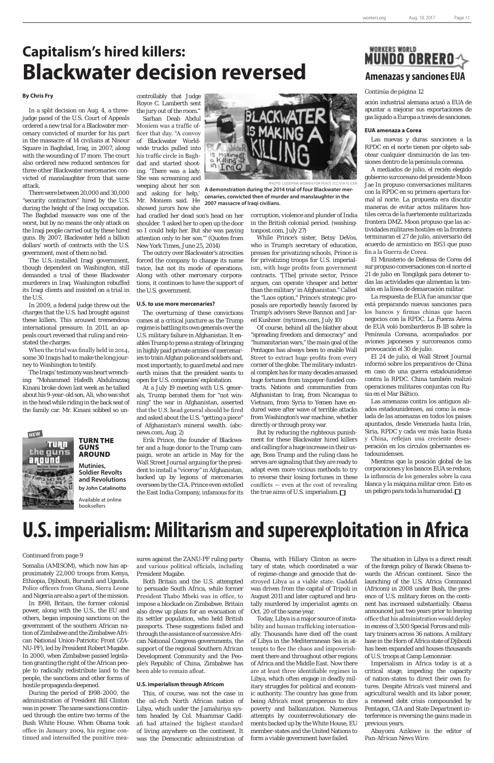# Capitalism's hired killers: Blackwater decision reversed

**By Chris Fry**

In a split decision on Aug. 4, a three-judge panel of the U.S. Court of Appeals ordered a new trial for a Blackwater mercenary convicted of murder for his part in the massacre of 14 civilians at Nisour Square in Baghdad, Iraq, in 2007, along with the wounding of 17 more. The court also ordered new reduced sentences for three other Blackwater mercenaries convicted of manslaughter from that same attack.

There were between 20,000 and 30,000 "security contractors" hired by the U.S. during the height of the Iraqi occupation. The Baghdad massacre was one of the worst, but by no means the only attack on the Iraqi people carried out by these hired guns. By 2007, Blackwater held a billion dollars' worth of contracts with the U.S. government, most of them no bid.

The U.S.-installed Iraqi government, though dependent on Washington, still demanded a trial of these Blackwater murderers in Iraq. Washington rebuffed its Iraqi clients and insisted on a trial in the U.S.

In 2009, a federal judge threw out the charges that the U.S. had brought against these killers. This aroused tremendous international pressure. In 2011, an appeals court reversed that ruling and reinstated the charges.

When the trial was finally held in 2014, some 30 Iraqis had to make the long journey to Washington to testify.

The Iraqis' testimony was heartwrenching: "Mohammed Hafedh Abdulrazzaq Kinani broke down last week as he talked about his 9-year-old son, Ali, who was shot in the head while riding in the back seat of the family car. Mr. Kinani sobbed so uncontrollably that Judge Royce C. Lamberth sent the jury out of the room."

Sarhan Deab Abdul Moniem was a traffic officer that day. "A convoy of Blackwater Worldwide trucks pulled into his traffic circle in Baghdad and started shooting. 'There was a lady. She was screaming and weeping about her son and asking for help,' Mr. Moniem said. He showed jurors how she had cradled her dead son's head on her shoulder. 'I asked her to open up the door so I could help her. But she was paying attention only to her son.'" (Quotes from New York Times, June 25, 2014)

The outcry over Blackwater's atrocities forced the company to change its name twice, but not its mode of operations. Along with other mercenary corporations, it continues to have the support of the U.S. government.

PHOTO: CODEPINK WOMEN FOR PEACE /CC/VIA FLICKR

**A demonstration during the 2014 trial of four Blackwater mercenaries, convicted then of murder and manslaughter in the 2007 massacre of Iraqi civilians.**

### U.S. to use more mercenaries?

The overturning of these convictions comes at a critical juncture as the Trump regime is battling its own generals over the U.S. military failure in Afghanistan. It enables Trump to press a strategy of bringing in highly paid private armies of mercenaries to train Afghan police and soldiers and, most importantly, to guard metal and rare earth mines that the president wants to open for U.S. companies' exploitation.

At a July 19 meeting with U.S. generals, Trump berated them for "not winning" the war in Afghanistan, asserted that the U.S. head general should be fired and asked about the U.S. "getting a piece" of Afghanistan's mineral wealth. (abcnews.com, Aug. 2)

Erik Prince, the founder of Blackwater and a huge donor to the Trump campaign, wrote an article in May for the Wall Street Journal arguing for the president to install a "viceroy" in Afghanistan, backed up by legions of mercenaries overseen by the CIA. Prince even extolled the East India Company, infamous for its corruption, violence and plunder of India in the British colonial period. (washingtonpost.com, July 27)

While Prince's sister, Betsy DeVos, who is Trump's secretary of education, presses for privatizing schools, Prince is for privatizing troops for U.S. imperialism, with huge profits from government contracts. "[The] private sector, Prince argues, can operate 'cheaper and better than the military' in Afghanistan." Called the "Laos option," Prince's strategic proposals are reportedly heavily favored by Trump's advisers Steve Bannon and Jared Kushner. (nytimes.com, July 10)

Of course, behind all the blather about "spreading freedom and democracy" and "humanitarian wars," the main goal of the Pentagon has always been to enable Wall Street to extract huge profits from every corner of the globe. The military-industrial complex has for many decades amassed huge fortunes from taxpayer-funded contracts. Nations and communities from Afghanistan to Iraq, from Nicaragua to Vietnam, from Syria to Yemen have endured wave after wave of terrible attacks from Washington's war machine, whether directly or through proxy war.

But by reducing the righteous punishment for these Blackwater hired killers and calling for a huge increase in their usage, Boss Trump and the ruling class he serves are signaling that they are ready to adapt even more vicious methods to try to reverse their losing fortunes in these conflicts — even at the cost of revealing the true aims of U.S. imperialism. □

**NEW**

**TURN THE GUNS AROUND**

**Mutinies, Soldier Revolts and Revolutions**

**by John Catalinotto**

Available at online booksellers

# WORKERS WORLD MUNDO OBRERO

## Amenazas y sanciones EUA

Continúa de página 12

ación industrial alemana acusó a EUA de apuntar a mejorar sus exportaciones de gas líquido a Europa a través de sanciones.

### EUA amenaza a Corea

Las nuevas y duras sanciones a la RPDC en el norte tienen por objeto sabotear cualquier disminución de las tensiones dentro de la península coreana.

A mediados de julio, el recién elegido gobierno surcoreano del presidente Moon Jae In propuso conversaciones militares con la RPDC en su primera apertura formal al norte. La propuesta era discutir maneras de evitar actos militares hostiles cerca de la fuertemente militarizada frontera DMZ. Moon propuso que las actividades militares hostiles en la frontera terminaran el 27 de julio, aniversario del acuerdo de armisticio en 1953 que puso fin a la Guerra de Corea.

El Ministerio de Defensa de Corea del sur propuso conversaciones con el norte el 21 de julio en Tongilgak para detener todas las actividades que alimentan la tensión en la línea de demarcación militar.

La respuesta de EUA fue anunciar que está preparando nuevas sanciones para los bancos y firmas chinas que hacen negocios con la RPDC. La Fuerza Aérea de EUA voló bombarderos B-1B sobre la Península Coreana, acompañados por aviones japoneses y surcoreanos como provocación el 30 de julio.

El 24 de julio, el Wall Street Journal informó sobre los preparativos de China en caso de una guerra estadounidense contra la RPDC. China también realizó operaciones militares conjuntas con Rusia en el Mar Báltico.

Las amenazas contra los antiguos aliados estadounidenses, así como la escalada de las amenazas en todos los países apuntados, desde Venezuela hasta Irán, Siria, RPDC y cada vez más hacia Rusia y China, reflejan una creciente desesperación en los círculos gobernantes estadounidenses.

Mientras que la posición global de las corporaciones y los bancos EUA se reduce, la influencia de los generales sobre la casa blanca y la máquina militar crece. Esto es un peligro para toda la humanidad. □

# U.S. imperialism: Militarism and superexploitation in Africa

*Continued from page 9*

Somalia (AMISOM), which now has approximately 22,000 troops from Kenya, Ethiopia, Djibouti, Burundi and Uganda. Police officers from Ghana, Sierra Leone and Nigeria are also a part of the mission.

In 1998, Britain, the former colonial power, along with the U.S., the EU and others, began imposing sanctions on the government of the southern African nation of Zimbabwe and the Zimbabwe African National Union-Patriotic Front (ZANU-PF), led by President Robert Mugabe. In 2000, when Zimbabwe passed legislation granting the right of the African people to radically redistribute land to the people, the sanctions and other forms of hostile propaganda deepened.

During the period of 1998-2000, the administration of President Bill Clinton was in power. The same sanctions continued through the entire two terms of the Bush White House. When Obama took office in January 2009, his regime continued and intensified the punitive measures against the ZANU-PF ruling party and various political officials, including President Mugabe.

Both Britain and the U.S. attempted to persuade South Africa, while former President Thabo Mbeki was in office, to impose a blockade on Zimbabwe. Britain also drew up plans for an evacuation of its settler population, who held British passports. These suggestions failed and through the assistance of successive African National Congress governments, the support of the regional Southern African Development Community and the People's Republic of China, Zimbabwe has been able to remain afloat.

### U.S. imperialism through Africom

This, of course, was not the case in the oil-rich North African nation of Libya, which under the Jamahiriya system headed by Col. Muammar Gaddafi had attained the highest standard of living anywhere on the continent. It was the Democratic administration of Obama, with Hillary Clinton as secretary of state, which coordinated a war of regime-change and genocide that destroyed Libya as a viable state. Gaddafi was driven from the capital of Tripoli in August 2011 and later captured and brutally murdered by imperialist agents on Oct. 20 of the same year.

Today, Libya is a major source of instability and human trafficking internationally. Thousands have died off the coast of Libya in the Mediterranean Sea in attempts to flee the chaos and impoverishment there and throughout other regions of Africa and the Middle East. Now there are at least three identifiable regimes in Libya, which often engage in deadly military struggles for political and economic authority. The country has gone from being Africa's most prosperous to dire poverty and balkanization. Numerous attempts by counterrevolutionary elements backed up by the White House, EU member-states and the United Nations to form a viable government have failed.

The situation in Libya is a direct result of the foreign policy of Barack Obama towards the African continent. Since the launching of the U.S. Africa Command (Africom) in 2008 under Bush, the presence of U.S. military forces on the continent has increased substantially. Obama announced just two years prior to leaving office that his administration would deploy in excess of 3,500 Special Forces and military trainers across 36 nations. A military base in the Horn of Africa state of Djibouti has been expanded and houses thousands of U.S. troops at Camp Lemonnier.

Imperialism in Africa today is at a critical stage, impeding the capacity of nation-states to direct their own futures. Despite Africa's vast mineral and agricultural wealth and its labor power, a renewed debt crisis compounded by Pentagon, CIA and State Department interference is reversing the gains made in previous years.

Abayomi Azikiwe is the editor of Pan-African News Wire.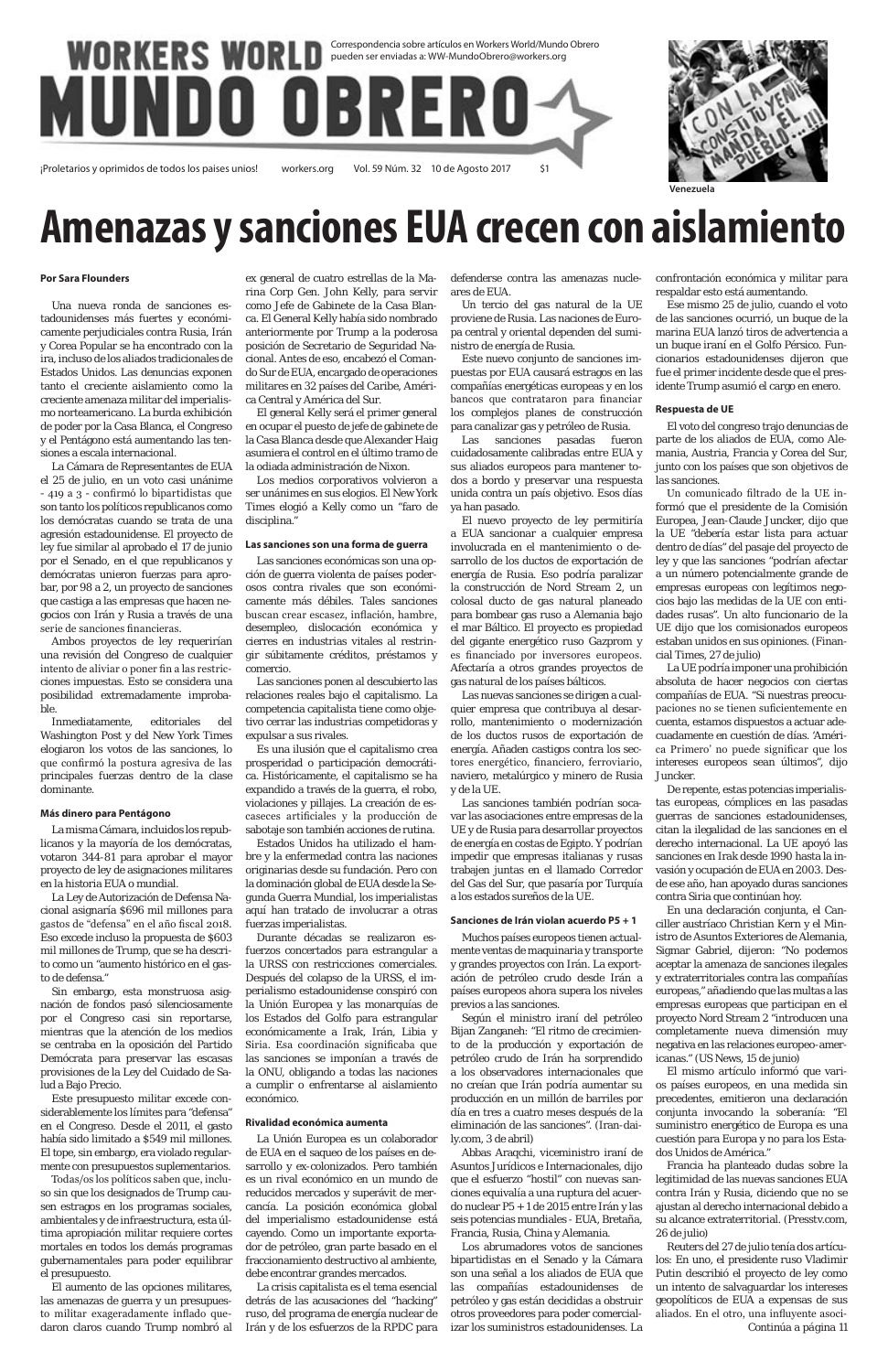# WORKERS WORLD MUNDO OBRERO

Correspondencia sobre artículos en Workers World/Mundo Obrero pueden ser enviadas a: WW-MundoObrero@workers.org

¡Proletarios y oprimidos de todos los paises unios! workers.org Vol. 59 Núm. 32 10 de Agosto 2017 $1

Venezuela

# Amenazas y sanciones EUA crecen con aislamiento

**Por Sara Flounders**

Una nueva ronda de sanciones estadounidenses más fuertes y económicamente perjudiciales contra Rusia, Irán y Corea Popular se ha encontrado con la ira, incluso de los aliados tradicionales de Estados Unidos. Las denuncias exponen tanto el creciente aislamiento como la creciente amenaza militar del imperialismo norteamericano. La burda exhibición de poder por la Casa Blanca, el Congreso y el Pentágono está aumentando las tensiones a escala internacional.

La Cámara de Representantes de EUA el 25 de julio, en un voto casi unánime - 419 a 3 - confirmó lo bipartidistas que son tanto los políticos republicanos como los demócratas cuando se trata de una agresión estadounidense. El proyecto de ley fue similar al aprobado el 17 de junio por el Senado, en el que republicanos y demócratas unieron fuerzas para aprobar, por 98 a 2, un proyecto de sanciones que castiga a las empresas que hacen negocios con Irán y Rusia a través de una serie de sanciones financieras.

Ambos proyectos de ley requerirían una revisión del Congreso de cualquier intento de aliviar o poner fin a las restricciones impuestas. Esto se considera una posibilidad extremadamente improbable.

Inmediatamente, editoriales del Washington Post y del New York Times elogiaron los votos de las sanciones, lo que confirmó la postura agresiva de las principales fuerzas dentro de la clase dominante.

**Más dinero para Pentágono**

La misma Cámara, incluidos los republicanos y la mayoría de los demócratas, votaron 344-81 para aprobar el mayor proyecto de ley de asignaciones militares en la historia EUA o mundial.

La Ley de Autorización de Defensa Nacional asignaría $696 mil millones para gastos de "defensa" en el año fiscal 2018. Eso excede incluso la propuesta de $603 mil millones de Trump, que se ha descrito como un "aumento histórico en el gasto de defensa."

Sin embargo, esta monstruosa asignación de fondos pasó silenciosamente por el Congreso casi sin reportarse, mientras que la atención de los medios se centraba en la oposición del Partido Demócrata para preservar las escasas provisiones de la Ley del Cuidado de Salud a Bajo Precio.

Este presupuesto militar excede considerablemente los límites para "defensa" en el Congreso. Desde el 2011, el gasto había sido limitado a $549 mil millones. El tope, sin embargo, era violado regularmente con presupuestos suplementarios.

Todas/os los políticos saben que, incluso sin que los designados de Trump causen estragos en los programas sociales, ambientales y de infraestructura, esta última apropiación militar requiere cortes mortales en todos los demás programas gubernamentales para poder equilibrar el presupuesto.

El aumento de las opciones militares, las amenazas de guerra y un presupuesto militar exageradamente inflado quedaron claros cuando Trump nombró al ex general de cuatro estrellas de la Marina Corp Gen. John Kelly, para servir como Jefe de Gabinete de la Casa Blanca. El General Kelly había sido nombrado anteriormente por Trump a la poderosa posición de Secretario de Seguridad Nacional. Antes de eso, encabezó el Comando Sur de EUA, encargado de operaciones militares en 32 países del Caribe, América Central y América del Sur.

El general Kelly será el primer general en ocupar el puesto de jefe de gabinete de la Casa Blanca desde que Alexander Haig asumiera el control en el último tramo de la odiada administración de Nixon.

Los medios corporativos volvieron a ser unánimes en sus elogios. El New York Times elogió a Kelly como un "faro de disciplina."

**Las sanciones son una forma de guerra**

Las sanciones económicas son una opción de guerra violenta de países poderosos contra rivales que son económicamente más débiles. Tales sanciones buscan crear escasez, inflación, hambre, desempleo, dislocación económica y cierres en industrias vitales al restringir súbitamente créditos, préstamos y comercio.

Las sanciones ponen al descubierto las relaciones reales bajo el capitalismo. La competencia capitalista tiene como objetivo cerrar las industrias competidoras y expulsar a sus rivales.

Es una ilusión que el capitalismo crea prosperidad o participación democrática. Históricamente, el capitalismo se ha expandido a través de la guerra, el robo, violaciones y pillajes. La creación de escaseces artificiales y la producción de sabotaje son también acciones de rutina.

Estados Unidos ha utilizado el hambre y la enfermedad contra las naciones originarias desde su fundación. Pero con la dominación global de EUA desde la Segunda Guerra Mundial, los imperialistas aquí han tratado de involucrar a otras fuerzas imperialistas.

Durante décadas se realizaron esfuerzos concertados para estrangular a la URSS con restricciones comerciales. Después del colapso de la URSS, el imperialismo estadounidense conspiró con la Unión Europea y las monarquías de los Estados del Golfo para estrangular económicamente a Irak, Irán, Libia y Siria. Esa coordinación significaba que las sanciones se impondrían a través de la ONU, obligando a todas las naciones a cumplir o enfrentarse al aislamiento económico.

**Rivalidad económica aumenta**

La Unión Europea es un colaborador de EUA en el saqueo de los países en desarrollo y ex-colonizados. Pero también es un rival económico en un mundo de reducidos mercados y superávit de mercancía. La posición económica global del imperialismo estadounidense está cayendo. Como un importante exportador de petróleo, gran parte basado en el fraccionamiento destructivo al ambiente, debe encontrar grandes mercados.

La crisis capitalista es el tema esencial detrás de las acusaciones del "hacking" ruso, del programa de energía nuclear de Irán y de los esfuerzos de la RPDC para defenderse contra las amenazas nucleares de EUA.

Un tercio del gas natural de la UE proviene de Rusia. Las naciones de Europa central y oriental dependen del suministro de energía de Rusia.

Este nuevo conjunto de sanciones impuestas por EUA causará estragos en las compañías energéticas europeas y en los bancos que contrataron para financiar los complejos planes de construcción para canalizar gas y petróleo de Rusia.

Las sanciones pasadas fueron cuidadosamente calibradas entre EUA y sus aliados europeos para mantener todos a bordo y preservar una respuesta unida contra un país objetivo. Esos días ya han pasado.

El nuevo proyecto de ley permitiría a EUA sancionar a cualquier empresa involucrada en el mantenimiento o desarrollo de los ductos de exportación de energía de Rusia. Eso podría paralizar la construcción de Nord Stream 2, un colosal ducto de gas natural planeado para bombear gas ruso a Alemania bajo el mar Báltico. El proyecto es propiedad del gigante energético ruso Gazprom y es financiado por inversores europeos. Afectaría a otros grandes proyectos de gas natural de los países bálticos.

Las nuevas sanciones se dirigen a cualquier empresa que contribuya al desarrollo, mantenimiento o modernización de los ductos rusos de exportación de energía. Añaden castigos contra los sectores energético, financiero, ferroviario, naviero, metalúrgico y minero de Rusia y de la UE.

Las sanciones también podrían socavar las asociaciones entre empresas de la UE y de Rusia para desarrollar proyectos de energía en costas de Egipto. Y podrían impedir que empresas italianas y rusas trabajen juntas en el llamado Corredor del Gas del Sur, que pasaría por Turquía a los estados sureños de la UE.

**Sanciones de Irán violan acuerdo P5 + 1**

Muchos países europeos tienen actualmente ventas de maquinaria y transporte y grandes proyectos con Irán. La exportación de petróleo crudo desde Irán a países europeos ahora supera los niveles previos a las sanciones.

Según el ministro iraní del petróleo Bijan Zanganeh: "El ritmo de crecimiento de la producción y exportación de petróleo crudo de Irán ha sorprendido a los observadores internacionales que no creían que Irán podría aumentar su producción en un millón de barriles por día en tres a cuatro meses después de la eliminación de las sanciones". (Iran-daily.com, 3 de abril)

Abbas Araqchi, viceministro iraní de Asuntos Jurídicos e Internacionales, dijo que el esfuerzo "hostil" con nuevas sanciones equivalía a una ruptura del acuerdo nuclear P5 + 1 de 2015 entre Irán y las seis potencias mundiales - EUA, Bretaña, Francia, Rusia, China y Alemania.

Los abrumadores votos de sanciones bipartidistas en el Senado y la Cámara son una señal a los aliados de EUA que las compañías estadounidenses de petróleo y gas están decididas a obstruir otros proveedores para poder comercializar los suministros estadounidenses. La confrontación económica y militar para respaldar esto está aumentando.

Ese mismo 25 de julio, cuando el voto de las sanciones ocurrió, un buque de la marina EUA lanzó tiros de advertencia a un buque iraní en el Golfo Pérsico. Funcionarios estadounidenses dijeron que fue el primer incidente desde que el presidente Trump asumió el cargo en enero.

**Respuesta de UE**

El voto del congreso trajo denuncias de parte de los aliados de EUA, como Alemania, Austria, Francia y Corea del Sur, junto con los países que son objetivos de las sanciones.

Un comunicado filtrado de la UE informó que el presidente de la Comisión Europea, Jean-Claude Juncker, dijo que la UE "debería estar lista para actuar dentro de días" del pasaje del proyecto de ley y que las sanciones "podrían afectar a un número potencialmente grande de empresas europeas con legítimos negocios bajo las medidas de la UE con entidades rusas". Un alto funcionario de la UE dijo que los comisionados europeos estaban unidos en sus opiniones. (Financial Times, 27 de julio)

La UE podría imponer una prohibición absoluta de hacer negocios con ciertas compañías de EUA. "Si nuestras preocupaciones no se tienen suficientemente en cuenta, estamos dispuestos a actuar adecuadamente en cuestión de días. 'América Primero' no puede significar que los intereses europeos sean últimos", dijo Juncker.

De repente, estas potencias imperialistas europeas, cómplices en las pasadas guerras de sanciones estadounidenses, citan la ilegalidad de las sanciones en el derecho internacional. La UE apoyó las sanciones en Irak desde 1990 hasta la invasión y ocupación de EUA en 2003. Desde ese año, han apoyado duras sanciones contra Siria que continúan hoy.

En una declaración conjunta, el Canciller austríaco Christian Kern y el Ministro de Asuntos Exteriores de Alemania, Sigmar Gabriel, dijeron: "No podemos aceptar la amenaza de sanciones ilegales y extraterritoriales contra las compañías europeas," añadiendo que las multas a las empresas europeas que participan en el proyecto Nord Stream 2 "introducen una completamente nueva dimensión muy negativa en las relaciones europeo-americanas." (US News, 15 de junio)

El mismo artículo informó que varios países europeos, en una medida sin precedentes, emitieron una declaración conjunta invocando la soberanía: "El suministro energético de Europa es una cuestión para Europa y no para los Estados Unidos de América."

Francia ha planteado dudas sobre la legitimidad de las nuevas sanciones EUA contra Irán y Rusia, diciendo que no se ajustan al derecho internacional debido a su alcance extraterritorial. (Presstv.com, 26 de julio)

Reuters del 27 de julio tenía dos artículos: En uno, el presidente ruso Vladimir Putin describió el proyecto de ley como un intento de salvaguardar los intereses geopolíticos de EUA a expensas de sus aliados. En el otro, una influyente asoci-

Continúa a página 11